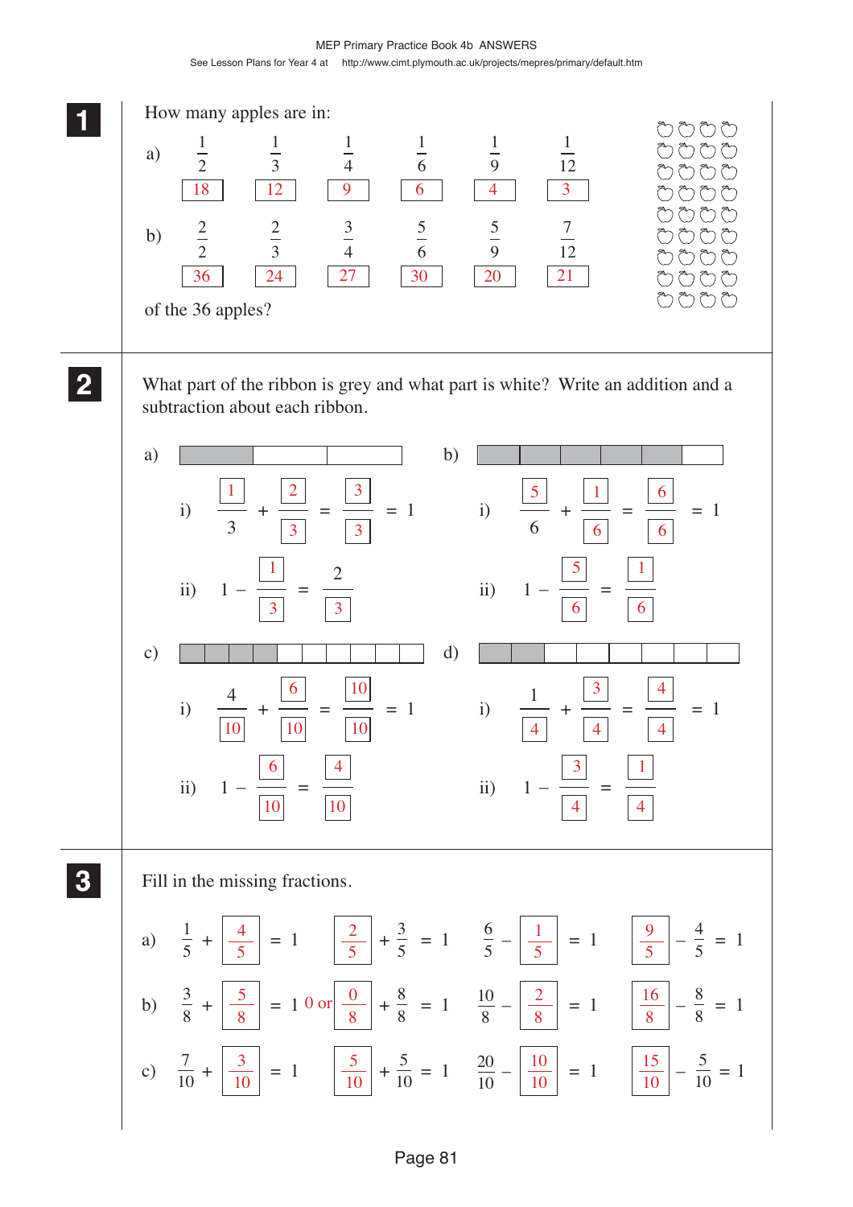MEP Primary Practice Book 4b ANSWERS

See Lesson Plans for Year 4 at http://www.cimt.plymouth.ac.uk/projects/mepres/primary/default.htm

## 1

How many apples are in:

a) $\frac{1}{2}$ **18** $\frac{1}{3}$ **12** $\frac{1}{4}$ **9** $\frac{1}{6}$ **6** $\frac{1}{9}$ **4** $\frac{1}{12}$ **3**

b) $\frac{2}{2}$ **36** $\frac{2}{3}$ **24** $\frac{3}{4}$ **27** $\frac{5}{6}$ **30** $\frac{5}{9}$ **20** $\frac{7}{12}$ **21**

of the 36 apples?

## 2

What part of the ribbon is grey and what part is white? Write an addition and a subtraction about each ribbon.

a)
i) $\frac{1}{3} + \frac{2}{3} = \frac{3}{3} = 1$
ii) $1 - \frac{1}{3} = \frac{2}{3}$

b)
i) $\frac{5}{6} + \frac{1}{6} = \frac{6}{6} = 1$
ii) $1 - \frac{5}{6} = \frac{1}{6}$

c)
i) $\frac{4}{10} + \frac{6}{10} = \frac{10}{10} = 1$
ii) $1 - \frac{6}{10} = \frac{4}{10}$

d)
i) $\frac{1}{4} + \frac{3}{4} = \frac{4}{4} = 1$
ii) $1 - \frac{3}{4} = \frac{1}{4}$

## 3

Fill in the missing fractions.

a) $\frac{1}{5} + \frac{4}{5} = 1$ $\quad \frac{2}{5} + \frac{3}{5} = 1$ $\quad \frac{6}{5} - \frac{1}{5} = 1$ $\quad \frac{9}{5} - \frac{4}{5} = 1$

b) $\frac{3}{8} + \frac{5}{8} = 1$ 0 or $\frac{0}{8} + \frac{8}{8} = 1$ $\quad \frac{10}{8} - \frac{2}{8} = 1$ $\quad \frac{16}{8} - \frac{8}{8} = 1$

c) $\frac{7}{10} + \frac{3}{10} = 1$ $\quad \frac{5}{10} + \frac{5}{10} = 1$ $\quad \frac{20}{10} - \frac{10}{10} = 1$ $\quad \frac{15}{10} - \frac{5}{10} = 1$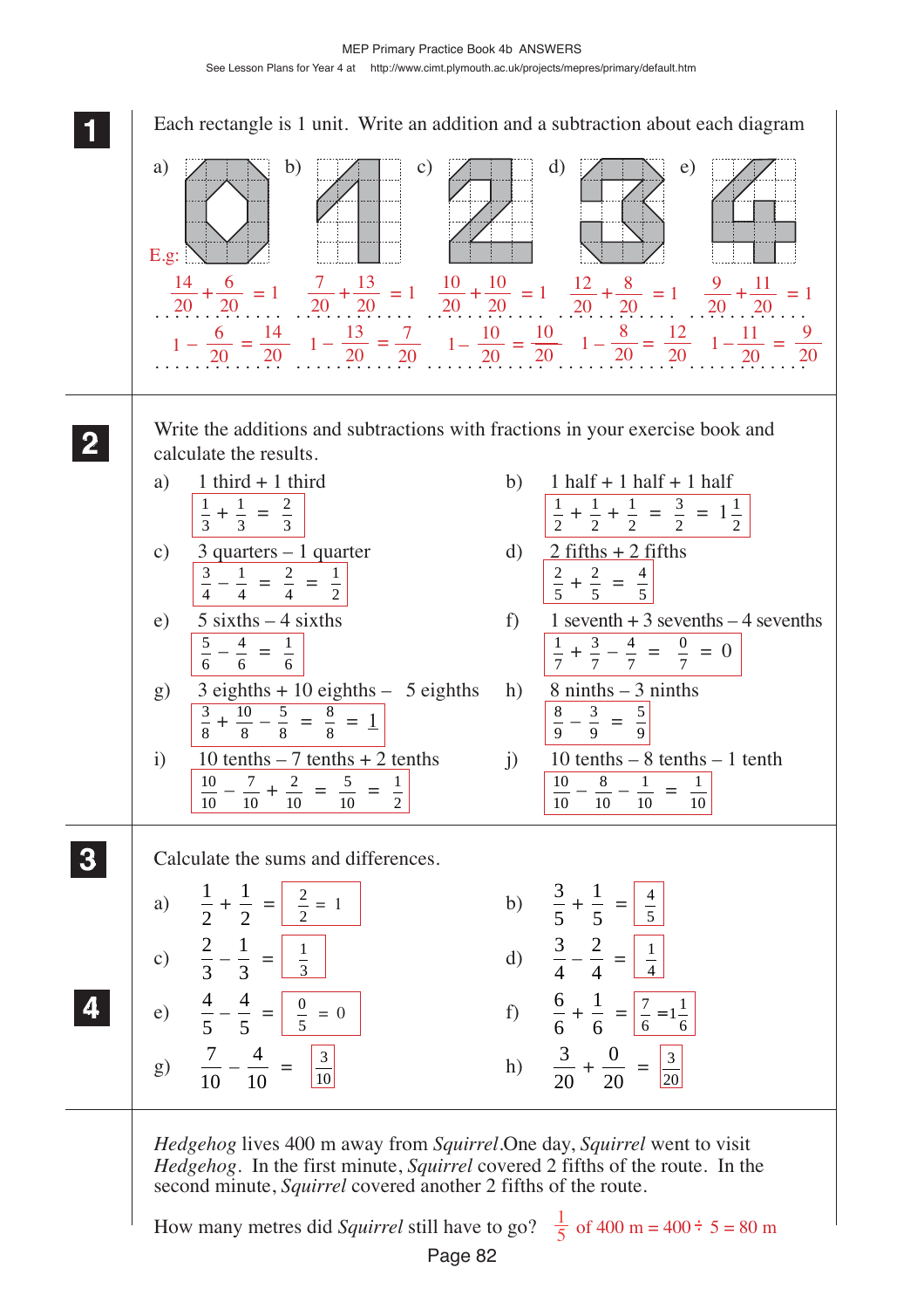**1** Each rectangle is 1 unit. Write an addition and a subtraction about each diagram

a) E.g:

$\frac{14}{20} + \frac{6}{20} = 1$

$1 - \frac{6}{20} = \frac{14}{20}$

b)

$\frac{7}{20} + \frac{13}{20} = 1$

$1 - \frac{13}{20} = \frac{7}{20}$

c)

$\frac{10}{20} + \frac{10}{20} = 1$

$1 - \frac{10}{20} = \frac{10}{20}$

d)

$\frac{12}{20} + \frac{8}{20} = 1$

$1 - \frac{8}{20} = \frac{12}{20}$

e)

$\frac{9}{20} + \frac{11}{20} = 1$

$1 - \frac{11}{20} = \frac{9}{20}$

**2** Write the additions and subtractions with fractions in your exercise book and calculate the results.

a) 1 third + 1 third

$\frac{1}{3} + \frac{1}{3} = \frac{2}{3}$

b) 1 half + 1 half + 1 half

$\frac{1}{2} + \frac{1}{2} + \frac{1}{2} = \frac{3}{2} = 1\frac{1}{2}$

c) 3 quarters – 1 quarter

$\frac{3}{4} - \frac{1}{4} = \frac{2}{4} = \frac{1}{2}$

d) 2 fifths + 2 fifths

$\frac{2}{5} + \frac{2}{5} = \frac{4}{5}$

e) 5 sixths – 4 sixths

$\frac{5}{6} - \frac{4}{6} = \frac{1}{6}$

f) 1 seventh + 3 sevenths – 4 sevenths

$\frac{1}{7} + \frac{3}{7} - \frac{4}{7} = \frac{0}{7} = 0$

g) 3 eighths + 10 eighths – 5 eighths

$\frac{3}{8} + \frac{10}{8} - \frac{5}{8} = \frac{8}{8} = 1$

h) 8 ninths – 3 ninths

$\frac{8}{9} - \frac{3}{9} = \frac{5}{9}$

i) 10 tenths – 7 tenths + 2 tenths

$\frac{10}{10} - \frac{7}{10} + \frac{2}{10} = \frac{5}{10} = \frac{1}{2}$

j) 10 tenths – 8 tenths – 1 tenth

$\frac{10}{10} - \frac{8}{10} - \frac{1}{10} = \frac{1}{10}$

**3** Calculate the sums and differences.

a) $\frac{1}{2} + \frac{1}{2} = \frac{2}{2} = 1$

b) $\frac{3}{5} + \frac{1}{5} = \frac{4}{5}$

c) $\frac{2}{3} - \frac{1}{3} = \frac{1}{3}$

d) $\frac{3}{4} - \frac{2}{4} = \frac{1}{4}$

e) $\frac{4}{5} - \frac{4}{5} = \frac{0}{5} = 0$

f) $\frac{6}{6} + \frac{1}{6} = \frac{7}{6} = 1\frac{1}{6}$

g) $\frac{7}{10} - \frac{4}{10} = \frac{3}{10}$

h) $\frac{3}{20} + \frac{0}{20} = \frac{3}{20}$

**4** *Hedgehog* lives 400 m away from *Squirrel*. One day, *Squirrel* went to visit *Hedgehog*. In the first minute, *Squirrel* covered 2 fifths of the route. In the second minute, *Squirrel* covered another 2 fifths of the route.

How many metres did *Squirrel* still have to go? $\frac{1}{5}$ of 400 m = 400 ÷ 5 = 80 m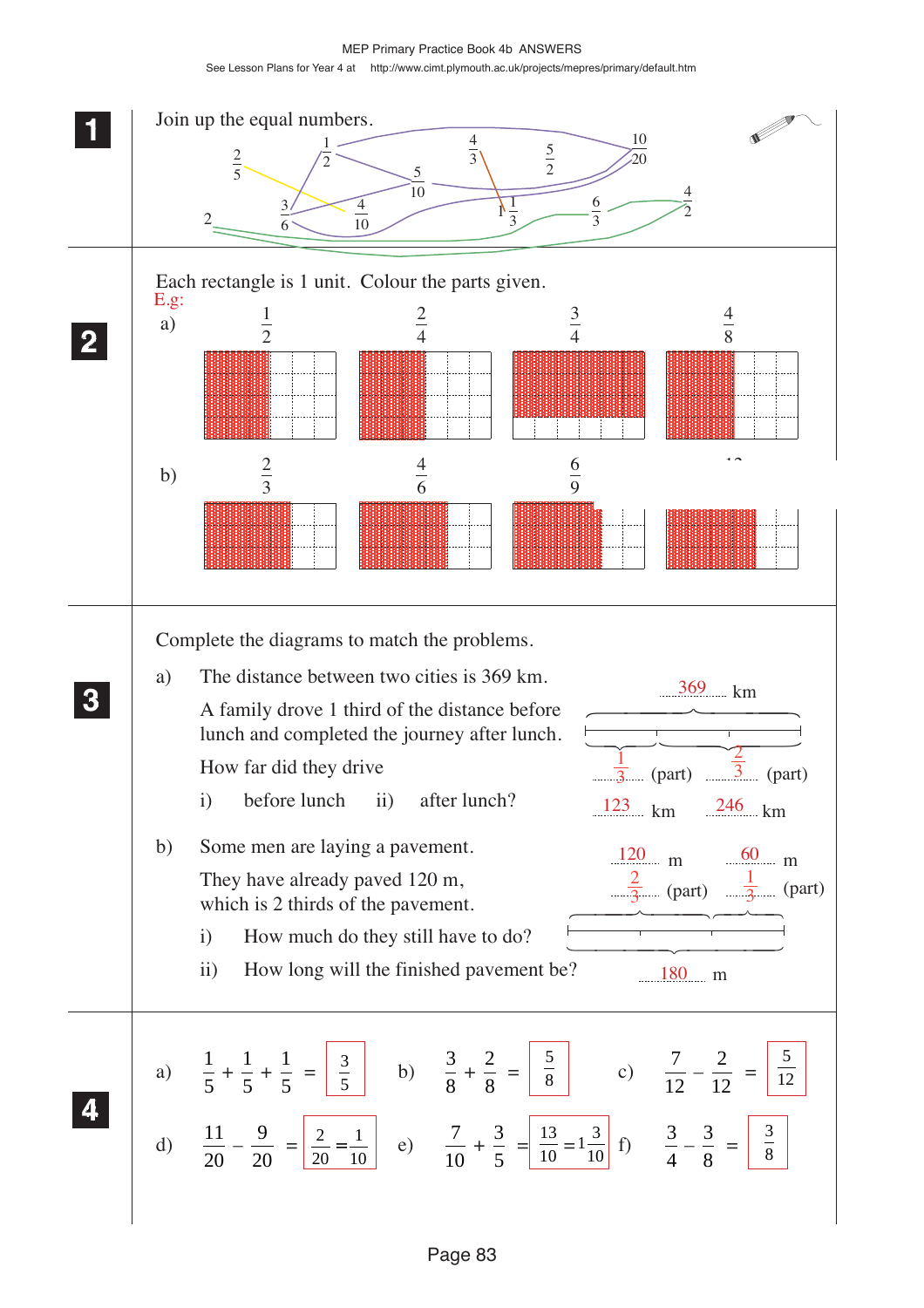MEP Primary Practice Book 4b ANSWERS

See Lesson Plans for Year 4 at http://www.cimt.plymouth.ac.uk/projects/mepres/primary/default.htm

**1** Join up the equal numbers.

$\frac{2}{5}$, $\frac{1}{2}$, $\frac{4}{3}$, $\frac{5}{2}$, $\frac{10}{20}$, $\frac{5}{10}$, 2, $\frac{3}{6}$, $\frac{4}{10}$, $1\frac{1}{3}$, $\frac{6}{3}$, $\frac{4}{2}$

**2** Each rectangle is 1 unit. Colour the parts given.

E.g.:

a) $\frac{1}{2}$ &nbsp;&nbsp; $\frac{2}{4}$ &nbsp;&nbsp; $\frac{3}{4}$ &nbsp;&nbsp; $\frac{4}{8}$

b) $\frac{2}{3}$ &nbsp;&nbsp; $\frac{4}{6}$ &nbsp;&nbsp; $\frac{6}{9}$ &nbsp;&nbsp; $\frac{12}{18}$

**3** Complete the diagrams to match the problems.

a) The distance between two cities is 369 km.

A family drove 1 third of the distance before lunch and completed the journey after lunch.

How far did they drive

i) before lunch &nbsp;&nbsp; ii) after lunch?

369 km; $\frac{1}{3}$ (part), $\frac{2}{3}$ (part); 123 km, 246 km

b) Some men are laying a pavement.

They have already paved 120 m, which is 2 thirds of the pavement.

i) How much do they still have to do?

ii) How long will the finished pavement be?

120 m, 60 m; $\frac{2}{3}$ (part), $\frac{1}{3}$ (part); 180 m

**4**

a) $\frac{1}{5} + \frac{1}{5} + \frac{1}{5} = \boxed{\frac{3}{5}}$

b) $\frac{3}{8} + \frac{2}{8} = \boxed{\frac{5}{8}}$

c) $\frac{7}{12} - \frac{2}{12} = \boxed{\frac{5}{12}}$

d) $\frac{11}{20} - \frac{9}{20} = \boxed{\frac{2}{20} = \frac{1}{10}}$

e) $\frac{7}{10} + \frac{3}{5} = \boxed{\frac{13}{10} = 1\frac{3}{10}}$

f) $\frac{3}{4} - \frac{3}{8} = \boxed{\frac{3}{8}}$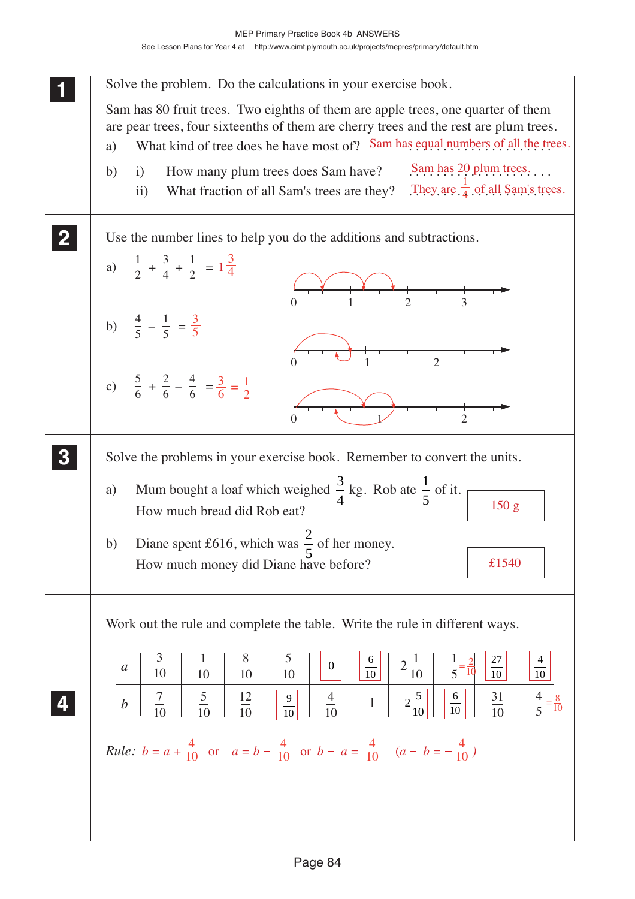**1**

Solve the problem. Do the calculations in your exercise book.

Sam has 80 fruit trees. Two eighths of them are apple trees, one quarter of them are pear trees, four sixteenths of them are cherry trees and the rest are plum trees.

a) What kind of tree does he have most of? Sam has equal numbers of all the trees.

b) i) How many plum trees does Sam have? Sam has 20 plum trees.

ii) What fraction of all Sam's trees are they? They are $\frac{1}{4}$ of all Sam's trees.

**2**

Use the number lines to help you do the additions and subtractions.

a) $\frac{1}{2} + \frac{3}{4} + \frac{1}{2} = 1\frac{3}{4}$

b) $\frac{4}{5} - \frac{1}{5} = \frac{3}{5}$

c) $\frac{5}{6} + \frac{2}{6} - \frac{4}{6} = \frac{3}{6} = \frac{1}{2}$

**3**

Solve the problems in your exercise book. Remember to convert the units.

a) Mum bought a loaf which weighed $\frac{3}{4}$ kg. Rob ate $\frac{1}{5}$ of it. How much bread did Rob eat? **150 g**

b) Diane spent £616, which was $\frac{2}{5}$ of her money. How much money did Diane have before? **£1540**

**4**

Work out the rule and complete the table. Write the rule in different ways.

| $a$ | $\frac{3}{10}$ | $\frac{1}{10}$ | $\frac{8}{10}$ | $\frac{5}{10}$ | 0 | $\frac{6}{10}$ | $2\frac{1}{10}$ | $\frac{1}{5} = \frac{2}{10}$ | $\frac{27}{10}$ | $\frac{4}{10}$ |
|---|---|---|---|---|---|---|---|---|---|---|
| $b$ | $\frac{7}{10}$ | $\frac{5}{10}$ | $\frac{12}{10}$ | $\frac{9}{10}$ | $\frac{4}{10}$ | 1 | $2\frac{5}{10}$ | $\frac{6}{10}$ | $\frac{31}{10}$ | $\frac{4}{5} = \frac{8}{10}$ |

*Rule:* $b = a + \frac{4}{10}$ or $a = b - \frac{4}{10}$ or $b - a = \frac{4}{10}$ $\left(a - b = -\frac{4}{10}\right)$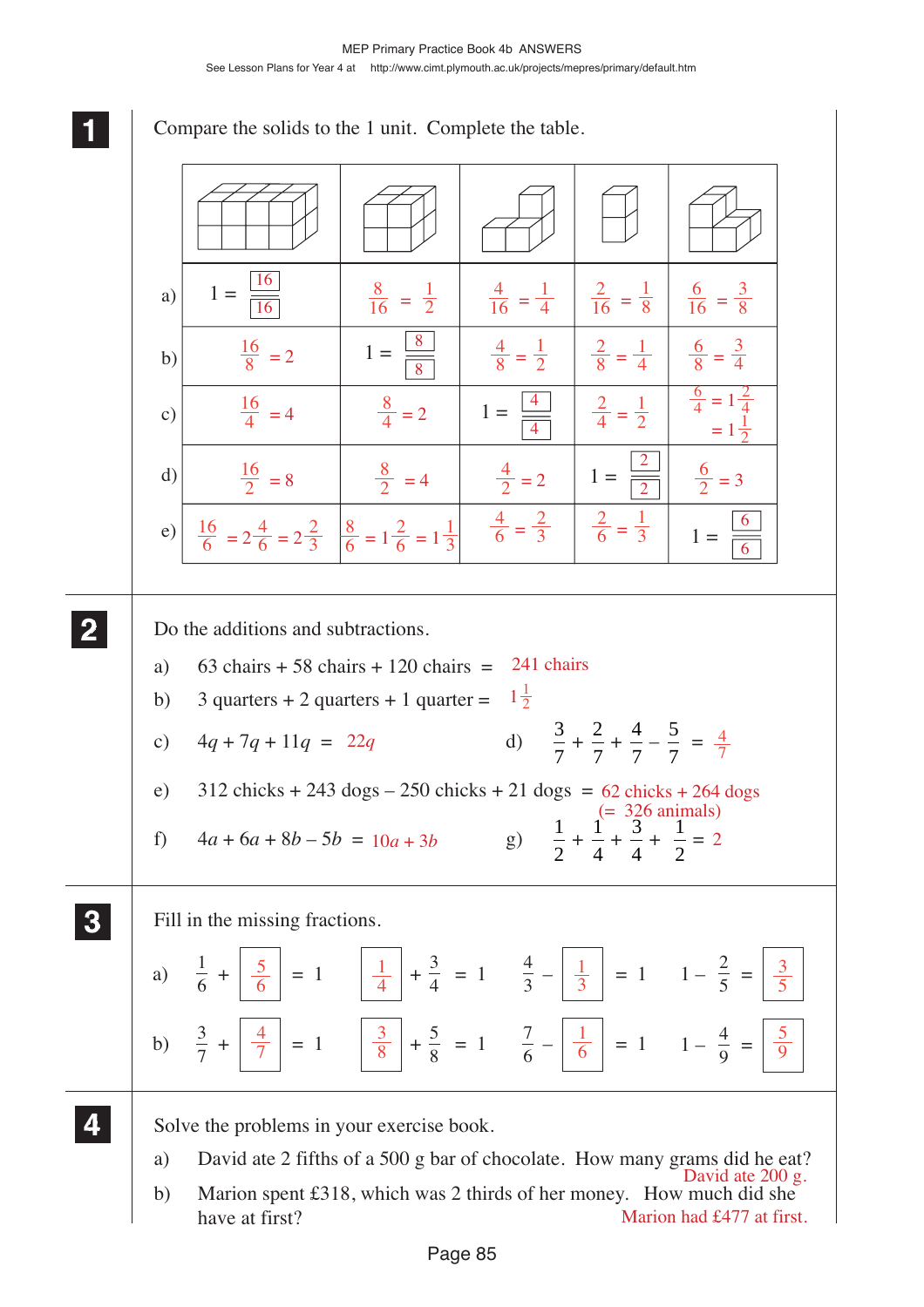## 1

Compare the solids to the 1 unit. Complete the table.

| | (16 cubes) | (8 cubes) | (4 cubes) | (2 cubes) | (6 cubes) |
|---|---|---|---|---|---|
| a) | $1 = \frac{16}{16}$ | $\frac{8}{16} = \frac{1}{2}$ | $\frac{4}{16} = \frac{1}{4}$ | $\frac{2}{16} = \frac{1}{8}$ | $\frac{6}{16} = \frac{3}{8}$ |
| b) | $\frac{16}{8} = 2$ | $1 = \frac{8}{8}$ | $\frac{4}{8} = \frac{1}{2}$ | $\frac{2}{8} = \frac{1}{4}$ | $\frac{6}{8} = \frac{3}{4}$ |
| c) | $\frac{16}{4} = 4$ | $\frac{8}{4} = 2$ | $1 = \frac{4}{4}$ | $\frac{2}{4} = \frac{1}{2}$ | $\frac{6}{4} = 1\frac{2}{4} = 1\frac{1}{2}$ |
| d) | $\frac{16}{2} = 8$ | $\frac{8}{2} = 4$ | $\frac{4}{2} = 2$ | $1 = \frac{2}{2}$ | $\frac{6}{2} = 3$ |
| e) | $\frac{16}{6} = 2\frac{4}{6} = 2\frac{2}{3}$ | $\frac{8}{6} = 1\frac{2}{6} = 1\frac{1}{3}$ | $\frac{4}{6} = \frac{2}{3}$ | $\frac{2}{6} = \frac{1}{3}$ | $1 = \frac{6}{6}$ |

## 2

Do the additions and subtractions.

a) 63 chairs + 58 chairs + 120 chairs = 241 chairs

b) 3 quarters + 2 quarters + 1 quarter = $1\frac{1}{2}$

c) $4q + 7q + 11q = 22q$

d) $\frac{3}{7} + \frac{2}{7} + \frac{4}{7} - \frac{5}{7} = \frac{4}{7}$

e) 312 chicks + 243 dogs – 250 chicks + 21 dogs = 62 chicks + 264 dogs (= 326 animals)

f) $4a + 6a + 8b - 5b = 10a + 3b$

g) $\frac{1}{2} + \frac{1}{4} + \frac{3}{4} + \frac{1}{2} = 2$

## 3

Fill in the missing fractions.

a) $\frac{1}{6} + \boxed{\frac{5}{6}} = 1$ $\quad \boxed{\frac{1}{4}} + \frac{3}{4} = 1$ $\quad \frac{4}{3} - \boxed{\frac{1}{3}} = 1$ $\quad 1 - \frac{2}{5} = \boxed{\frac{3}{5}}$

b) $\frac{3}{7} + \boxed{\frac{4}{7}} = 1$ $\quad \boxed{\frac{3}{8}} + \frac{5}{8} = 1$ $\quad \frac{7}{6} - \boxed{\frac{1}{6}} = 1$ $\quad 1 - \frac{4}{9} = \boxed{\frac{5}{9}}$

## 4

Solve the problems in your exercise book.

a) David ate 2 fifths of a 500 g bar of chocolate. How many grams did he eat?

David ate 200 g.

b) Marion spent £318, which was 2 thirds of her money. How much did she have at first?

Marion had £477 at first.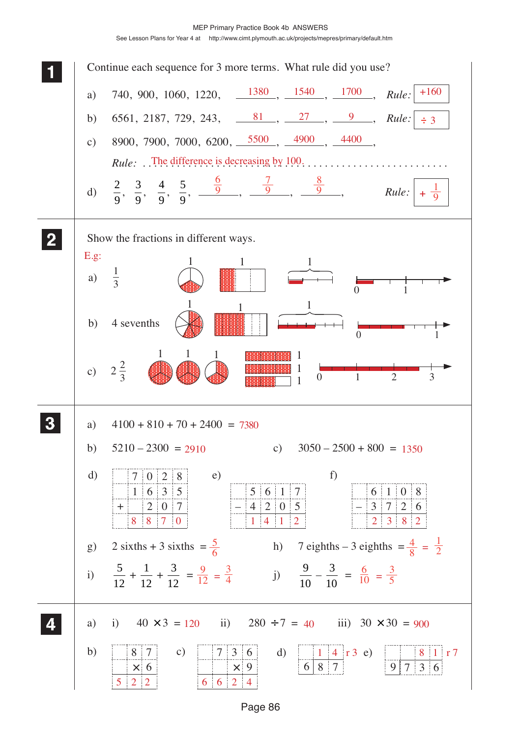## 1

Continue each sequence for 3 more terms. What rule did you use?

a) 740, 900, 1060, 1220, 1380, 1540, 1700, *Rule:* +160

b) 6561, 2187, 729, 243, 81, 27, 9, *Rule:* ÷ 3

c) 8900, 7900, 7000, 6200, 5500, 4900, 4400,

*Rule:* The difference is decreasing by 100.

d) $\frac{2}{9}$, $\frac{3}{9}$, $\frac{4}{9}$, $\frac{5}{9}$, $\frac{6}{9}$, $\frac{7}{9}$, $\frac{8}{9}$, *Rule:* $+\frac{1}{9}$

## 2

Show the fractions in different ways.

E.g:

a) $\frac{1}{3}$

b) 4 sevenths

c) $2\frac{2}{3}$

## 3

a) 4100 + 810 + 70 + 2400 = 7380

b) 5210 – 2300 = 2910

c) 3050 – 2500 + 800 = 1350

d)

|   | 7 | 0 | 2 | 8 |
|---|---|---|---|---|
|   | 1 | 6 | 3 | 5 |
| + |   | 2 | 0 | 7 |
|   | 8 | 8 | 7 | 0 |

e)

|   | 5 | 6 | 1 | 7 |
|---|---|---|---|---|
| – | 4 | 2 | 0 | 5 |
|   | 1 | 4 | 1 | 2 |

f)

|   | 6 | 1 | 0 | 8 |
|---|---|---|---|---|
| – | 3 | 7 | 2 | 6 |
|   | 2 | 3 | 8 | 2 |

g) 2 sixths + 3 sixths = $\frac{5}{6}$

h) 7 eighths – 3 eighths = $\frac{4}{8}$ = $\frac{1}{2}$

i) $\frac{5}{12} + \frac{1}{12} + \frac{3}{12} = \frac{9}{12} = \frac{3}{4}$

j) $\frac{9}{10} - \frac{3}{10} = \frac{6}{10} = \frac{3}{5}$

## 4

a) i) 40 × 3 = 120 ii) 280 ÷ 7 = 40 iii) 30 × 30 = 900

b)

|   | 8 | 7 |
|---|---|---|
|   | × | 6 |
| 5 | 2 | 2 |

c)

|   | 7 | 3 | 6 |
|---|---|---|---|
|   |   | × | 9 |
| 6 | 6 | 2 | 4 |

d) 687 ÷ 6 = 114 r 3

e) 7 3 6 ÷ 9 = 81 r 7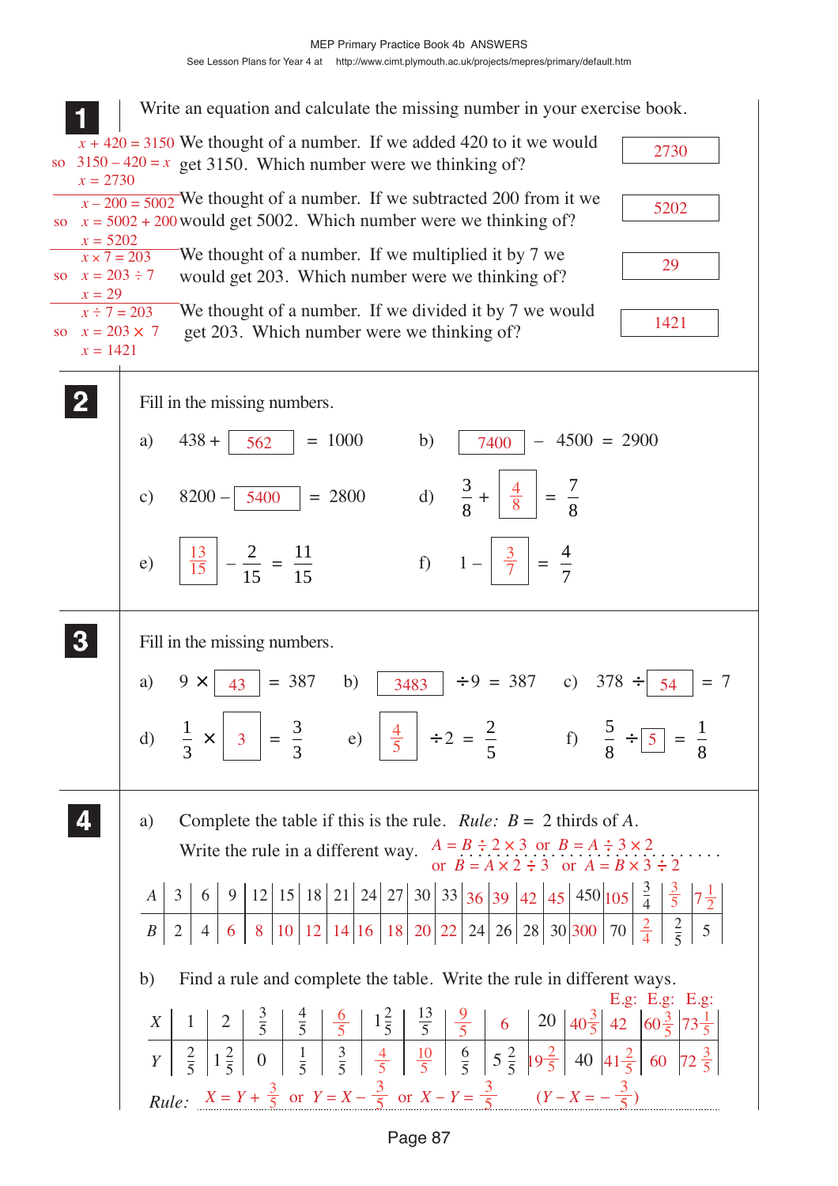**1** Write an equation and calculate the missing number in your exercise book.

$x + 420 = 3150$
so $3150 - 420 = x$
$x = 2730$

We thought of a number. If we added 420 to it we would get 3150. Which number were we thinking of? **2730**

$x - 200 = 5002$
so $x = 5002 + 200$
$x = 5202$

We thought of a number. If we subtracted 200 from it we would get 5002. Which number were we thinking of? **5202**

$x \times 7 = 203$
so $x = 203 \div 7$
$x = 29$

We thought of a number. If we multiplied it by 7 we would get 203. Which number were we thinking of? **29**

$x \div 7 = 203$
so $x = 203 \times 7$
$x = 1421$

We thought of a number. If we divided it by 7 we would get 203. Which number were we thinking of? **1421**

**2** Fill in the missing numbers.

a) $438 + \boxed{562} = 1000$

b) $\boxed{7400} - 4500 = 2900$

c) $8200 - \boxed{5400} = 2800$

d) $\frac{3}{8} + \boxed{\frac{4}{8}} = \frac{7}{8}$

e) $\boxed{\frac{13}{15}} - \frac{2}{15} = \frac{11}{15}$

f) $1 - \boxed{\frac{3}{7}} = \frac{4}{7}$

**3** Fill in the missing numbers.

a) $9 \times \boxed{43} = 387$

b) $\boxed{3483} \div 9 = 387$

c) $378 \div \boxed{54} = 7$

d) $\frac{1}{3} \times \boxed{3} = \frac{3}{3}$

e) $\boxed{\frac{4}{5}} \div 2 = \frac{2}{5}$

f) $\frac{5}{8} \div \boxed{5} = \frac{1}{8}$

**4** a) Complete the table if this is the rule. *Rule:* $B =$ 2 thirds of $A$.

Write the rule in a different way. $A = B \div 2 \times 3$ or $B = A \div 3 \times 2$ or $B = A \times 2 \div 3$ or $A = B \times 3 \div 2$

| $A$ | 3 | 6 | 9 | 12 | 15 | 18 | 21 | 24 | 27 | 30 | 33 | 36 | 39 | 42 | 45 | 450 | 105 | $\frac{3}{4}$ | $\frac{3}{5}$ | $7\frac{1}{2}$ |
|---|---|---|---|---|---|---|---|---|---|---|---|---|---|---|---|---|---|---|---|---|
| $B$ | 2 | 4 | 6 | 8 | 10 | 12 | 14 | 16 | 18 | 20 | 22 | 24 | 26 | 28 | 30 | 300 | 70 | $\frac{2}{4}$ | $\frac{2}{5}$ | 5 |

b) Find a rule and complete the table. Write the rule in different ways.

| $X$ | 1 | 2 | $\frac{3}{5}$ | $\frac{4}{5}$ | $\frac{6}{5}$ | $1\frac{2}{5}$ | $\frac{13}{5}$ | $\frac{9}{5}$ | 6 | 20 | E.g: $40\frac{3}{5}$ | 42 | E.g: $60\frac{3}{5}$ | E.g: $73\frac{1}{5}$ |
|---|---|---|---|---|---|---|---|---|---|---|---|---|---|---|
| $Y$ | $\frac{2}{5}$ | $1\frac{2}{5}$ | 0 | $\frac{1}{5}$ | $\frac{3}{5}$ | $\frac{4}{5}$ | $\frac{10}{5}$ | $\frac{6}{5}$ | $5\frac{2}{5}$ | $19\frac{2}{5}$ | 40 | $41\frac{2}{5}$ | 60 | $72\frac{3}{5}$ |

*Rule:* $X = Y + \frac{3}{5}$ or $Y = X - \frac{3}{5}$ or $X - Y = \frac{3}{5}$ $\left(Y - X = -\frac{3}{5}\right)$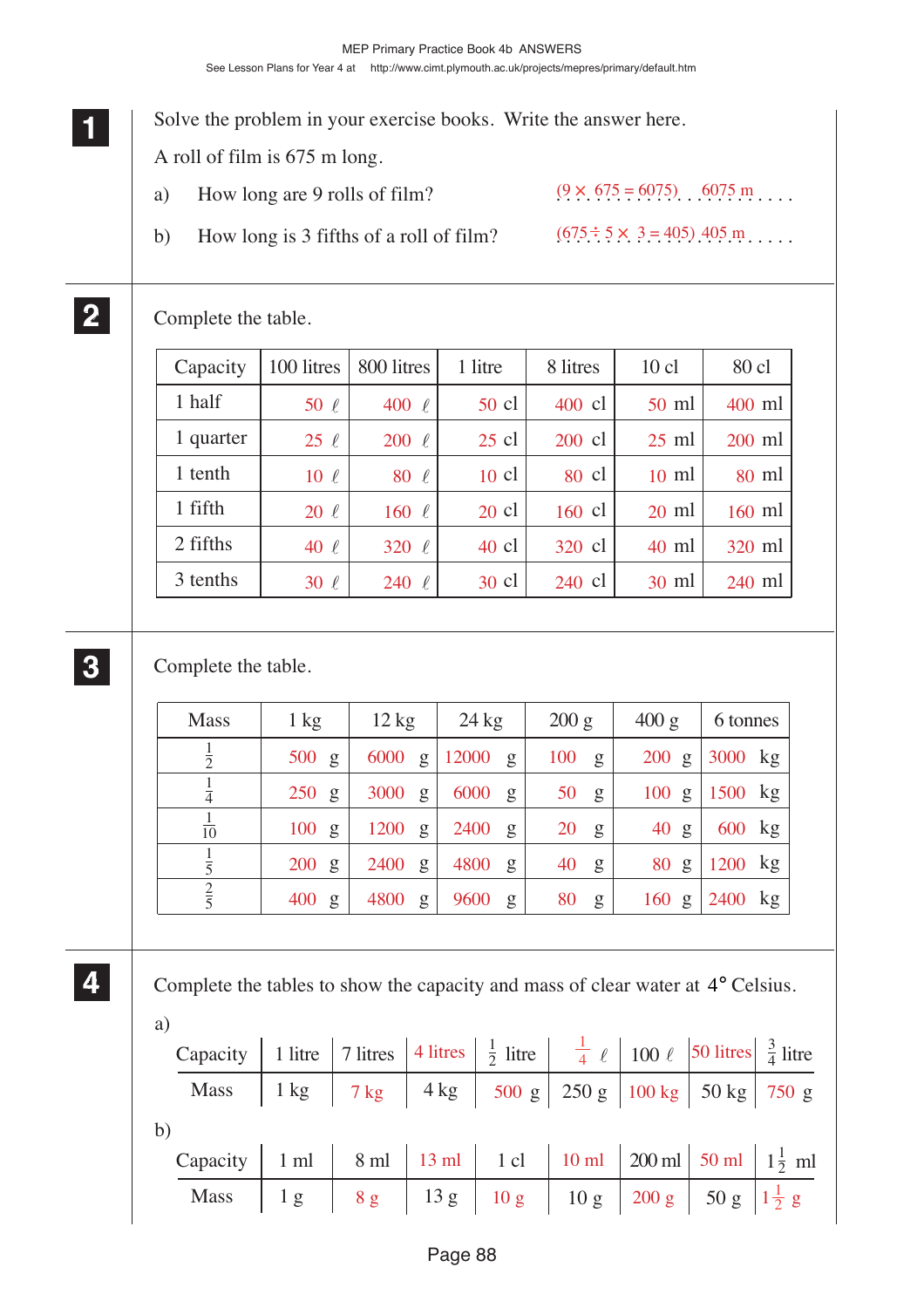**1** Solve the problem in your exercise books. Write the answer here.

A roll of film is 675 m long.

a) How long are 9 rolls of film? ($9 \times 675 = 6075$) 6075 m

b) How long is 3 fifths of a roll of film? ($675 \div 5 \times 3 = 405$) 405 m

**2** Complete the table.

| Capacity | 100 litres | 800 litres | 1 litre | 8 litres | 10 cl | 80 cl |
|---|---|---|---|---|---|---|
| 1 half | 50 ℓ | 400 ℓ | 50 cl | 400 cl | 50 ml | 400 ml |
| 1 quarter | 25 ℓ | 200 ℓ | 25 cl | 200 cl | 25 ml | 200 ml |
| 1 tenth | 10 ℓ | 80 ℓ | 10 cl | 80 cl | 10 ml | 80 ml |
| 1 fifth | 20 ℓ | 160 ℓ | 20 cl | 160 cl | 20 ml | 160 ml |
| 2 fifths | 40 ℓ | 320 ℓ | 40 cl | 320 cl | 40 ml | 320 ml |
| 3 tenths | 30 ℓ | 240 ℓ | 30 cl | 240 cl | 30 ml | 240 ml |

**3** Complete the table.

| Mass | 1 kg | 12 kg | 24 kg | 200 g | 400 g | 6 tonnes |
|---|---|---|---|---|---|---|
| $\frac{1}{2}$ | 500 g | 6000 g | 12000 g | 100 g | 200 g | 3000 kg |
| $\frac{1}{4}$ | 250 g | 3000 g | 6000 g | 50 g | 100 g | 1500 kg |
| $\frac{1}{10}$ | 100 g | 1200 g | 2400 g | 20 g | 40 g | 600 kg |
| $\frac{1}{5}$ | 200 g | 2400 g | 4800 g | 40 g | 80 g | 1200 kg |
| $\frac{2}{5}$ | 400 g | 4800 g | 9600 g | 80 g | 160 g | 2400 kg |

**4** Complete the tables to show the capacity and mass of clear water at 4° Celsius.

a)

| Capacity | 1 litre | 7 litres | 4 litres | $\frac{1}{2}$ litre | $\frac{1}{4}$ ℓ | 100 ℓ | 50 litres | $\frac{3}{4}$ litre |
|---|---|---|---|---|---|---|---|---|
| Mass | 1 kg | 7 kg | 4 kg | 500 g | 250 g | 100 kg | 50 kg | 750 g |

b)

| Capacity | 1 ml | 8 ml | 13 ml | 1 cl | 10 ml | 200 ml | 50 ml | $1\frac{1}{2}$ ml |
|---|---|---|---|---|---|---|---|---|
| Mass | 1 g | 8 g | 13 g | 10 g | 10 g | 200 g | 50 g | $1\frac{1}{2}$ g |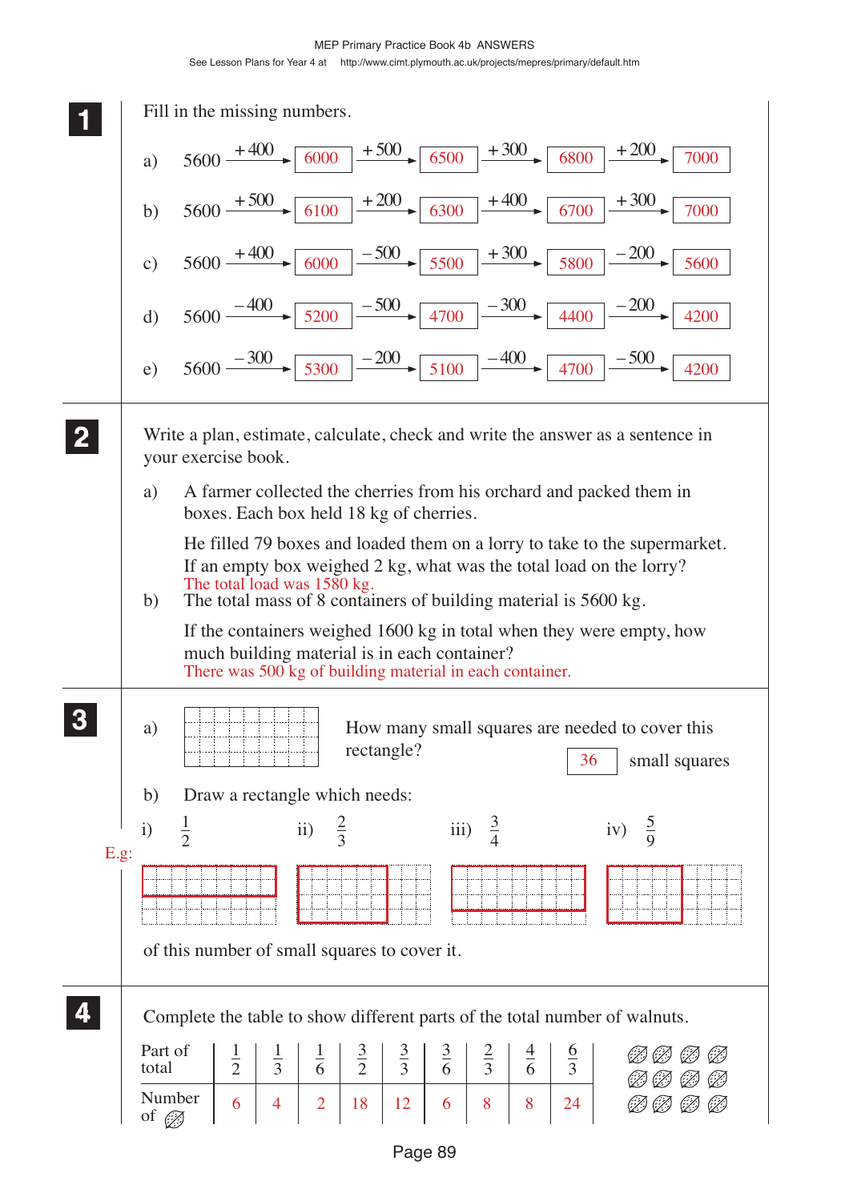## 1

Fill in the missing numbers.

a) 5600 $\xrightarrow{+400}$ 6000 $\xrightarrow{+500}$ 6500 $\xrightarrow{+300}$ 6800 $\xrightarrow{+200}$ 7000

b) 5600 $\xrightarrow{+500}$ 6100 $\xrightarrow{+200}$ 6300 $\xrightarrow{+400}$ 6700 $\xrightarrow{+300}$ 7000

c) 5600 $\xrightarrow{+400}$ 6000 $\xrightarrow{-500}$ 5500 $\xrightarrow{+300}$ 5800 $\xrightarrow{-200}$ 5600

d) 5600 $\xrightarrow{-400}$ 5200 $\xrightarrow{-500}$ 4700 $\xrightarrow{-300}$ 4400 $\xrightarrow{-200}$ 4200

e) 5600 $\xrightarrow{-300}$ 5300 $\xrightarrow{-200}$ 5100 $\xrightarrow{-400}$ 4700 $\xrightarrow{-500}$ 4200

## 2

Write a plan, estimate, calculate, check and write the answer as a sentence in your exercise book.

a) A farmer collected the cherries from his orchard and packed them in boxes. Each box held 18 kg of cherries.

He filled 79 boxes and loaded them on a lorry to take to the supermarket. If an empty box weighed 2 kg, what was the total load on the lorry?

The total load was 1580 kg.

b) The total mass of 8 containers of building material is 5600 kg.

If the containers weighed 1600 kg in total when they were empty, how much building material is in each container?

There was 500 kg of building material in each container.

## 3

a) How many small squares are needed to cover this rectangle? 36 small squares

b) Draw a rectangle which needs:

i) $\frac{1}{2}$ ii) $\frac{2}{3}$ iii) $\frac{3}{4}$ iv) $\frac{5}{9}$

E.g:

of this number of small squares to cover it.

## 4

Complete the table to show different parts of the total number of walnuts.

| Part of total | $\frac{1}{2}$ | $\frac{1}{3}$ | $\frac{1}{6}$ | $\frac{3}{2}$ | $\frac{3}{3}$ | $\frac{3}{6}$ | $\frac{2}{3}$ | $\frac{4}{6}$ | $\frac{6}{3}$ |
|---|---|---|---|---|---|---|---|---|---|
| Number of walnuts | 6 | 4 | 2 | 18 | 12 | 6 | 8 | 8 | 24 |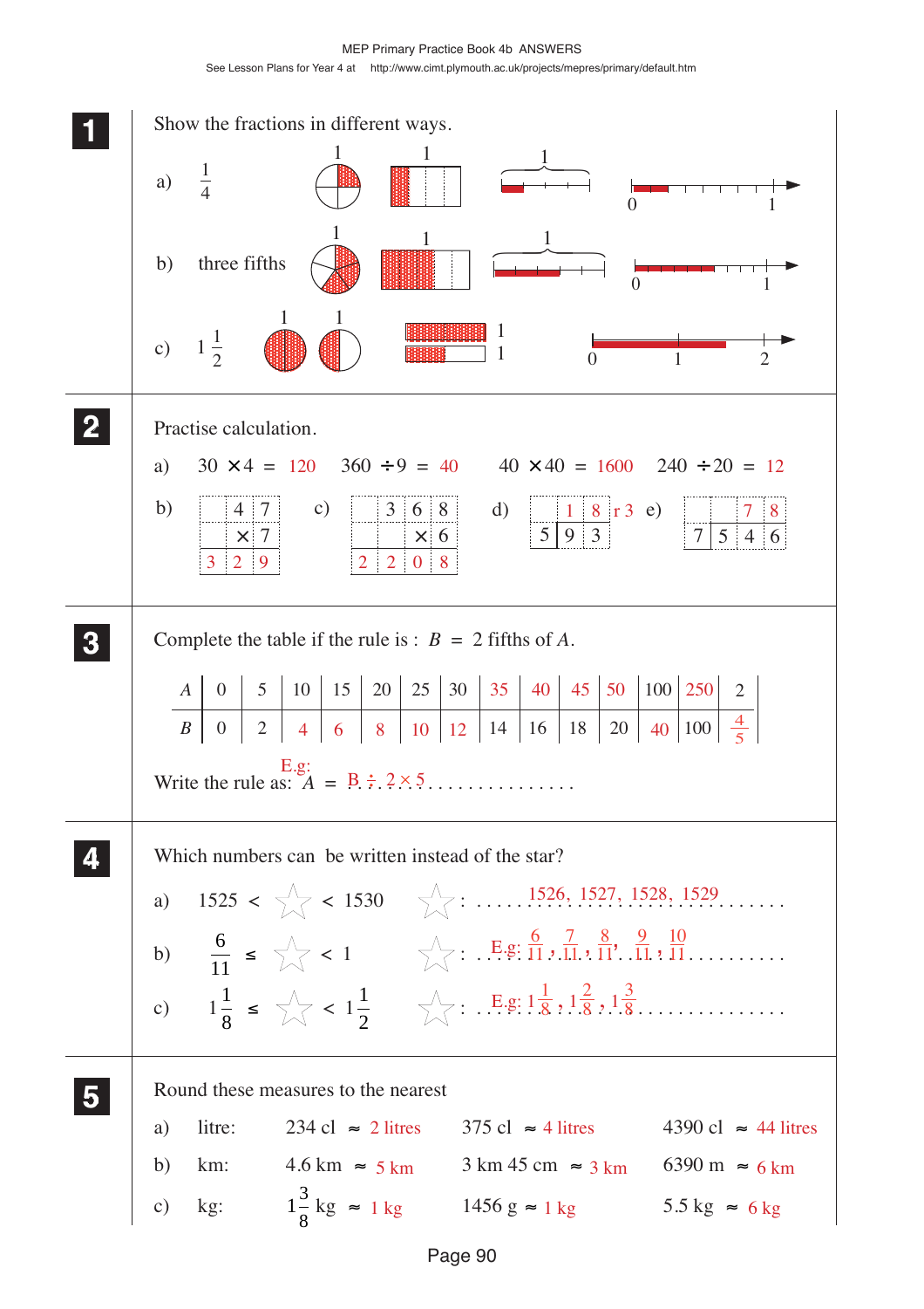MEP Primary Practice Book 4b ANSWERS

See Lesson Plans for Year 4 at http://www.cimt.plymouth.ac.uk/projects/mepres/primary/default.htm

**1** Show the fractions in different ways.

a) $\frac{1}{4}$

b) three fifths

c) $1\frac{1}{2}$

**2** Practise calculation.

a) $30 \times 4 = 120$ $360 \div 9 = 40$ $40 \times 40 = 1600$ $240 \div 20 = 12$

b) $47 \times 7 = 329$

c) $368 \times 6 = 2208$

d) $93 \div 5 = 18$ r 3

e) $546 \div 7 = 78$

**3** Complete the table if the rule is : $B$ = 2 fifths of $A$.

| $A$ | 0 | 5 | 10 | 15 | 20 | 25 | 30 | 35 | 40 | 45 | 50 | 100 | 250 | 2 |
|---|---|---|---|---|---|---|---|---|---|---|---|---|---|---|
| $B$ | 0 | 2 | 4 | 6 | 8 | 10 | 12 | 14 | 16 | 18 | 20 | 40 | 100 | $\frac{4}{5}$ |

Write the rule as: $A$ = E.g: $B \div 2 \times 5$

**4** Which numbers can be written instead of the star?

a) 1525 < ☆ < 1530 ☆: 1526, 1527, 1528, 1529

b) $\frac{6}{11} \leq$ ☆ $< 1$ ☆: E.g: $\frac{6}{11}, \frac{7}{11}, \frac{8}{11}, \frac{9}{11}, \frac{10}{11}$

c) $1\frac{1}{8} \leq$ ☆ $< 1\frac{1}{2}$ ☆: E.g: $1\frac{1}{8}, 1\frac{2}{8}, 1\frac{3}{8}$

**5** Round these measures to the nearest

a) litre: 234 cl ≈ 2 litres 375 cl ≈ 4 litres 4390 cl ≈ 44 litres

b) km: 4.6 km ≈ 5 km 3 km 45 cm ≈ 3 km 6390 m ≈ 6 km

c) kg: $1\frac{3}{8}$ kg ≈ 1 kg 1456 g ≈ 1 kg 5.5 kg ≈ 6 kg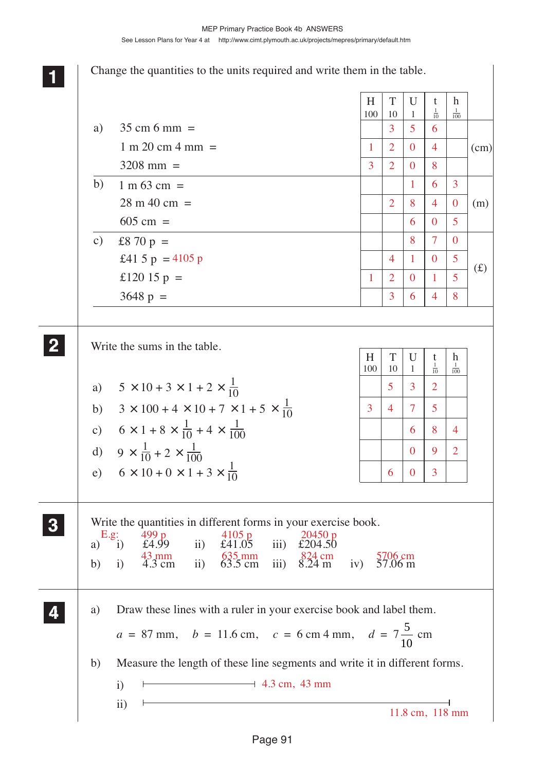MEP Primary Practice Book 4b ANSWERS

See Lesson Plans for Year 4 at http://www.cimt.plymouth.ac.uk/projects/mepres/primary/default.htm

**1** Change the quantities to the units required and write them in the table.

| | H 100 | T 10 | U 1 | t $\frac{1}{10}$ | h $\frac{1}{100}$ | |
|---|---|---|---|---|---|---|
| a) 35 cm 6 mm = | | 3 | 5 | 6 | | |
| 1 m 20 cm 4 mm = | 1 | 2 | 0 | 4 | | (cm) |
| 3208 mm = | 3 | 2 | 0 | 8 | | |
| b) 1 m 63 cm = | | | 1 | 6 | 3 | |
| 28 m 40 cm = | | 2 | 8 | 4 | 0 | (m) |
| 605 cm = | | | 6 | 0 | 5 | |
| c) £8 70 p = | | | 8 | 7 | 0 | |
| £41 5 p = 4105 p | | 4 | 1 | 0 | 5 | (£) |
| £120 15 p = | 1 | 2 | 0 | 1 | 5 | |
| 3648 p = | | 3 | 6 | 4 | 8 | |

**2** Write the sums in the table.

| | H 100 | T 10 | U 1 | t $\frac{1}{10}$ | h $\frac{1}{100}$ |
|---|---|---|---|---|---|
| a) $5 \times 10 + 3 \times 1 + 2 \times \frac{1}{10}$ | | 5 | 3 | 2 | |
| b) $3 \times 100 + 4 \times 10 + 7 \times 1 + 5 \times \frac{1}{10}$ | 3 | 4 | 7 | 5 | |
| c) $6 \times 1 + 8 \times \frac{1}{10} + 4 \times \frac{1}{100}$ | | | 6 | 8 | 4 |
| d) $9 \times \frac{1}{10} + 2 \times \frac{1}{100}$ | | | 0 | 9 | 2 |
| e) $6 \times 10 + 0 \times 1 + 3 \times \frac{1}{10}$ | | 6 | 0 | 3 | |

**3** Write the quantities in different forms in your exercise book.

E.g.:

a) i) £4.99 — 499 p  ii) £41.05 — 4105 p  iii) £204.50 — 20450 p

b) i) 4.3 cm — 43 mm  ii) 63.5 cm — 635 mm  iii) 8.24 m — 824 cm  iv) 57.06 m — 5706 cm

**4**

a) Draw these lines with a ruler in your exercise book and label them.

$a$ = 87 mm, $b$ = 11.6 cm, $c$ = 6 cm 4 mm, $d = 7\frac{5}{10}$ cm

b) Measure the length of these line segments and write it in different forms.

i) 4.3 cm, 43 mm

ii) 11.8 cm, 118 mm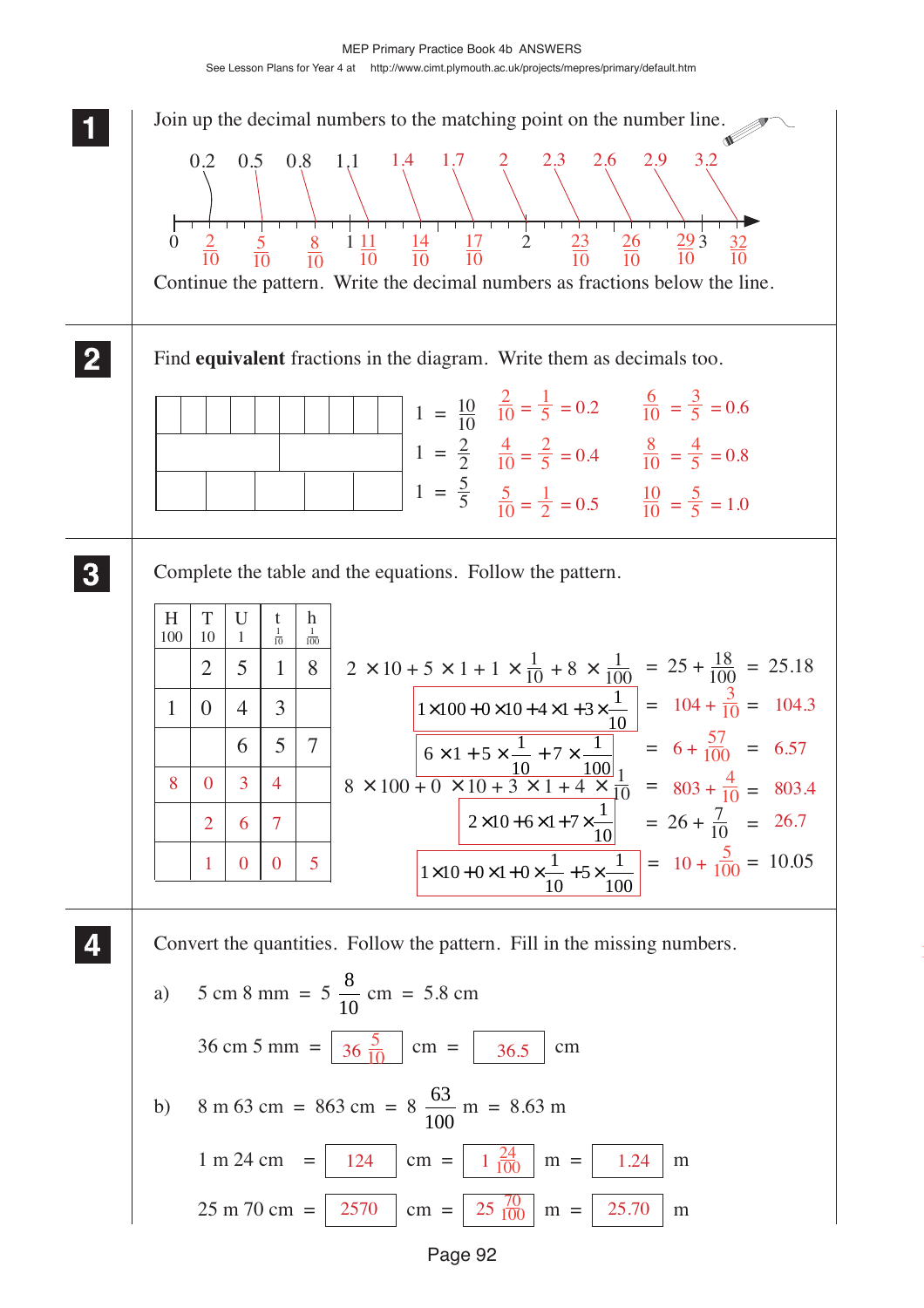MEP Primary Practice Book 4b ANSWERS

See Lesson Plans for Year 4 at http://www.cimt.plymouth.ac.uk/projects/mepres/primary/default.htm

**1** Join up the decimal numbers to the matching point on the number line.

0.2 0.5 0.8 1.1 1.4 1.7 2 2.3 2.6 2.9 3.2

0 $\frac{2}{10}$ $\frac{5}{10}$ $\frac{8}{10}$ 1 $\frac{11}{10}$ $\frac{14}{10}$ $\frac{17}{10}$ 2 $\frac{23}{10}$ $\frac{26}{10}$ $\frac{29}{10}$ 3 $\frac{32}{10}$

Continue the pattern. Write the decimal numbers as fractions below the line.

**2** Find **equivalent** fractions in the diagram. Write them as decimals too.

$1 = \frac{10}{10}$ $\frac{2}{10} = \frac{1}{5} = 0.2$ $\frac{6}{10} = \frac{3}{5} = 0.6$

$1 = \frac{2}{2}$ $\frac{4}{10} = \frac{2}{5} = 0.4$ $\frac{8}{10} = \frac{4}{5} = 0.8$

$1 = \frac{5}{5}$ $\frac{5}{10} = \frac{1}{2} = 0.5$ $\frac{10}{10} = \frac{5}{5} = 1.0$

**3** Complete the table and the equations. Follow the pattern.

| H 100 | T 10 | U 1 | t $\frac{1}{10}$ | h $\frac{1}{100}$ |
|---|---|---|---|---|
| | 2 | 5 | 1 | 8 |
| 1 | 0 | 4 | 3 | |
| | | 6 | 5 | 7 |
| 8 | 0 | 3 | 4 | |
| | 2 | 6 | 7 | |
| | 1 | 0 | 0 | 5 |

$2 \times 10 + 5 \times 1 + 1 \times \frac{1}{10} + 8 \times \frac{1}{100} = 25 + \frac{18}{100} = 25.18$

$1 \times 100 + 0 \times 10 + 4 \times 1 + 3 \times \frac{1}{10} = 104 + \frac{3}{10} = 104.3$

$6 \times 1 + 5 \times \frac{1}{10} + 7 \times \frac{1}{100} = 6 + \frac{57}{100} = 6.57$

$8 \times 100 + 0 \times 10 + 3 \times 1 + 4 \times \frac{1}{10} = 803 + \frac{4}{10} = 803.4$

$2 \times 10 + 6 \times 1 + 7 \times \frac{1}{10} = 26 + \frac{7}{10} = 26.7$

$1 \times 10 + 0 \times 1 + 0 \times \frac{1}{10} + 5 \times \frac{1}{100} = 10 + \frac{5}{100} = 10.05$

**4** Convert the quantities. Follow the pattern. Fill in the missing numbers.

a) 5 cm 8 mm = $5\frac{8}{10}$ cm = 5.8 cm

36 cm 5 mm = $36\frac{5}{10}$ cm = 36.5 cm

b) 8 m 63 cm = 863 cm = $8\frac{63}{100}$ m = 8.63 m

1 m 24 cm = 124 cm = $1\frac{24}{100}$ m = 1.24 m

25 m 70 cm = 2570 cm = $25\frac{70}{100}$ m = 25.70 m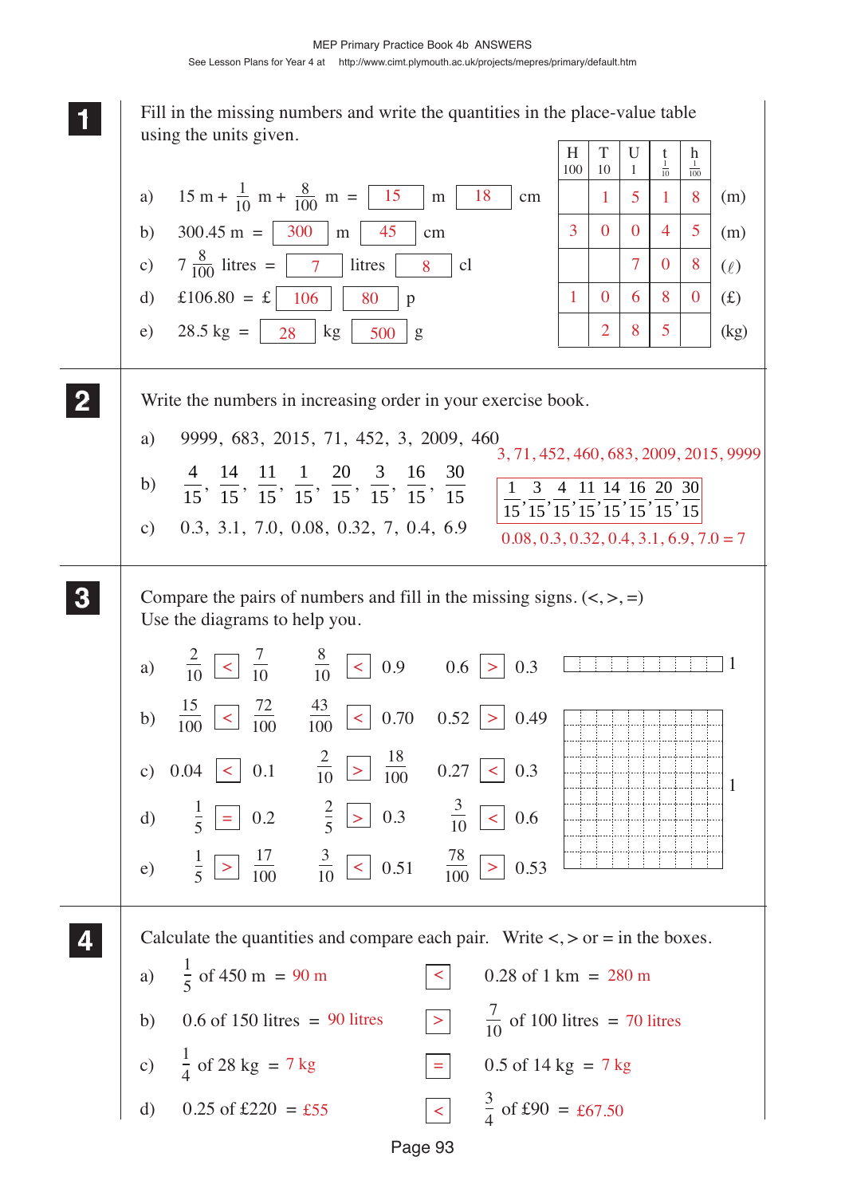MEP Primary Practice Book 4b ANSWERS

See Lesson Plans for Year 4 at http://www.cimt.plymouth.ac.uk/projects/mepres/primary/default.htm

## 1

Fill in the missing numbers and write the quantities in the place-value table using the units given.

a) $15 \text{ m} + \frac{1}{10} \text{ m} + \frac{8}{100} \text{ m} =$ [15] m [18] cm

b) $300.45 \text{ m} =$ [300] m [45] cm

c) $7\frac{8}{100}$ litres = [7] litres [8] cl

d) £106.80 = £ [106] [80] p

e) 28.5 kg = [28] kg [500] g

| H 100 | T 10 | U 1 | t $\frac{1}{10}$ | h $\frac{1}{100}$ | |
|---|---|---|---|---|---|
| | 1 | 5 | 1 | 8 | (m) |
| 3 | 0 | 0 | 4 | 5 | (m) |
| | | 7 | 0 | 8 | ($\ell$) |
| 1 | 0 | 6 | 8 | 0 | (£) |
| | 2 | 8 | 5 | | (kg) |

## 2

Write the numbers in increasing order in your exercise book.

a) 9999, 683, 2015, 71, 452, 3, 2009, 460

3, 71, 452, 460, 683, 2009, 2015, 9999

b) $\frac{4}{15}, \frac{14}{15}, \frac{11}{15}, \frac{1}{15}, \frac{20}{15}, \frac{3}{15}, \frac{16}{15}, \frac{30}{15}$

$\frac{1}{15}, \frac{3}{15}, \frac{4}{15}, \frac{11}{15}, \frac{14}{15}, \frac{16}{15}, \frac{20}{15}, \frac{30}{15}$

c) 0.3, 3.1, 7.0, 0.08, 0.32, 7, 0.4, 6.9

0.08, 0.3, 0.32, 0.4, 3.1, 6.9, 7.0 = 7

## 3

Compare the pairs of numbers and fill in the missing signs. (<, >, =)
Use the diagrams to help you.

a) $\frac{2}{10}$ [<] $\frac{7}{10}$ $\quad$ $\frac{8}{10}$ [<] 0.9 $\quad$ 0.6 [>] 0.3

b) $\frac{15}{100}$ [<] $\frac{72}{100}$ $\quad$ $\frac{43}{100}$ [<] 0.70 $\quad$ 0.52 [>] 0.49

c) 0.04 [<] 0.1 $\quad$ $\frac{2}{10}$ [>] $\frac{18}{100}$ $\quad$ 0.27 [<] 0.3

d) $\frac{1}{5}$ [=] 0.2 $\quad$ $\frac{2}{5}$ [>] 0.3 $\quad$ $\frac{3}{10}$ [<] 0.6

e) $\frac{1}{5}$ [>] $\frac{17}{100}$ $\quad$ $\frac{3}{10}$ [<] 0.51 $\quad$ $\frac{78}{100}$ [>] 0.53

(Diagrams: a strip divided into 10 parts labelled 1; a 10 × 10 square grid labelled 1)

## 4

Calculate the quantities and compare each pair. Write <, > or = in the boxes.

a) $\frac{1}{5}$ of 450 m = 90 m [<] 0.28 of 1 km = 280 m

b) 0.6 of 150 litres = 90 litres [>] $\frac{7}{10}$ of 100 litres = 70 litres

c) $\frac{1}{4}$ of 28 kg = 7 kg [=] 0.5 of 14 kg = 7 kg

d) 0.25 of £220 = £55 [<] $\frac{3}{4}$ of £90 = £67.50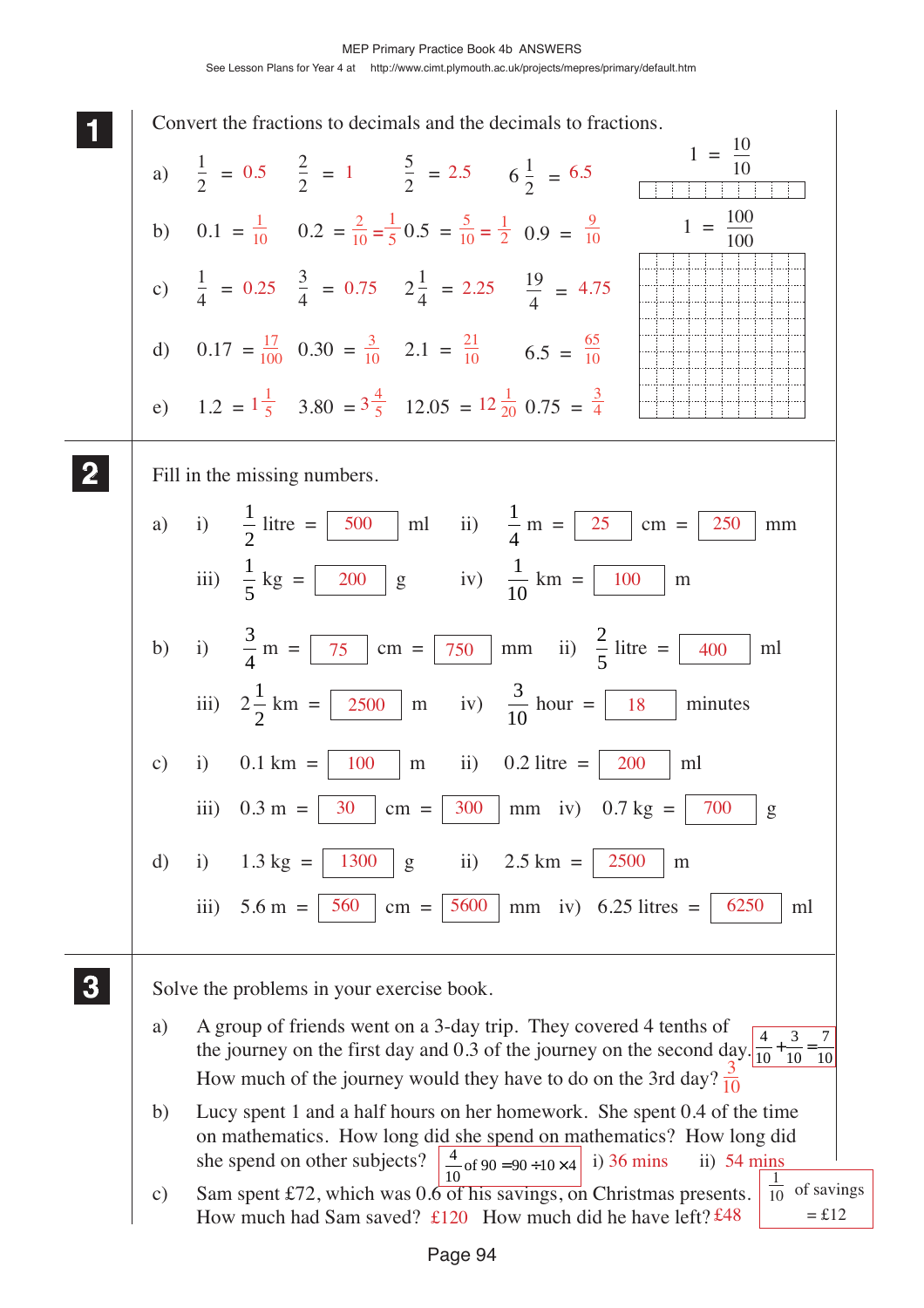**1** Convert the fractions to decimals and the decimals to fractions.

a) $\frac{1}{2} = 0.5$ $\quad \frac{2}{2} = 1$ $\quad \frac{5}{2} = 2.5$ $\quad 6\frac{1}{2} = 6.5$

b) $0.1 = \frac{1}{10}$ $\quad 0.2 = \frac{2}{10} = \frac{1}{5}$ $\quad 0.5 = \frac{5}{10} = \frac{1}{2}$ $\quad 0.9 = \frac{9}{10}$

c) $\frac{1}{4} = 0.25$ $\quad \frac{3}{4} = 0.75$ $\quad 2\frac{1}{4} = 2.25$ $\quad \frac{19}{4} = 4.75$

d) $0.17 = \frac{17}{100}$ $\quad 0.30 = \frac{3}{10}$ $\quad 2.1 = \frac{21}{10}$ $\quad 6.5 = \frac{65}{10}$

e) $1.2 = 1\frac{1}{5}$ $\quad 3.80 = 3\frac{4}{5}$ $\quad 12.05 = 12\frac{1}{20}$ $\quad 0.75 = \frac{3}{4}$

$1 = \frac{10}{10}$

$1 = \frac{100}{100}$

**2** Fill in the missing numbers.

a) i) $\frac{1}{2}$ litre = 500 ml $\quad$ ii) $\frac{1}{4}$ m = 25 cm = 250 mm

iii) $\frac{1}{5}$ kg = 200 g $\quad$ iv) $\frac{1}{10}$ km = 100 m

b) i) $\frac{3}{4}$ m = 75 cm = 750 mm $\quad$ ii) $\frac{2}{5}$ litre = 400 ml

iii) $2\frac{1}{2}$ km = 2500 m $\quad$ iv) $\frac{3}{10}$ hour = 18 minutes

c) i) 0.1 km = 100 m $\quad$ ii) 0.2 litre = 200 ml

iii) 0.3 m = 30 cm = 300 mm $\quad$ iv) 0.7 kg = 700 g

d) i) 1.3 kg = 1300 g $\quad$ ii) 2.5 km = 2500 m

iii) 5.6 m = 560 cm = 5600 mm $\quad$ iv) 6.25 litres = 6250 ml

**3** Solve the problems in your exercise book.

a) A group of friends went on a 3-day trip. They covered 4 tenths of the journey on the first day and 0.3 of the journey on the second day. How much of the journey would they have to do on the 3rd day? $\frac{3}{10}$

$\frac{4}{10} + \frac{3}{10} = \frac{7}{10}$

b) Lucy spent 1 and a half hours on her homework. She spent 0.4 of the time on mathematics. How long did she spend on mathematics? How long did she spend on other subjects?

$\frac{4}{10}$ of $90 = 90 \div 10 \times 4$ $\quad$ i) 36 mins $\quad$ ii) 54 mins

c) Sam spent £72, which was 0.6 of his savings, on Christmas presents. How much had Sam saved? £120 How much did he have left? £48

$\frac{1}{10}$ of savings = £12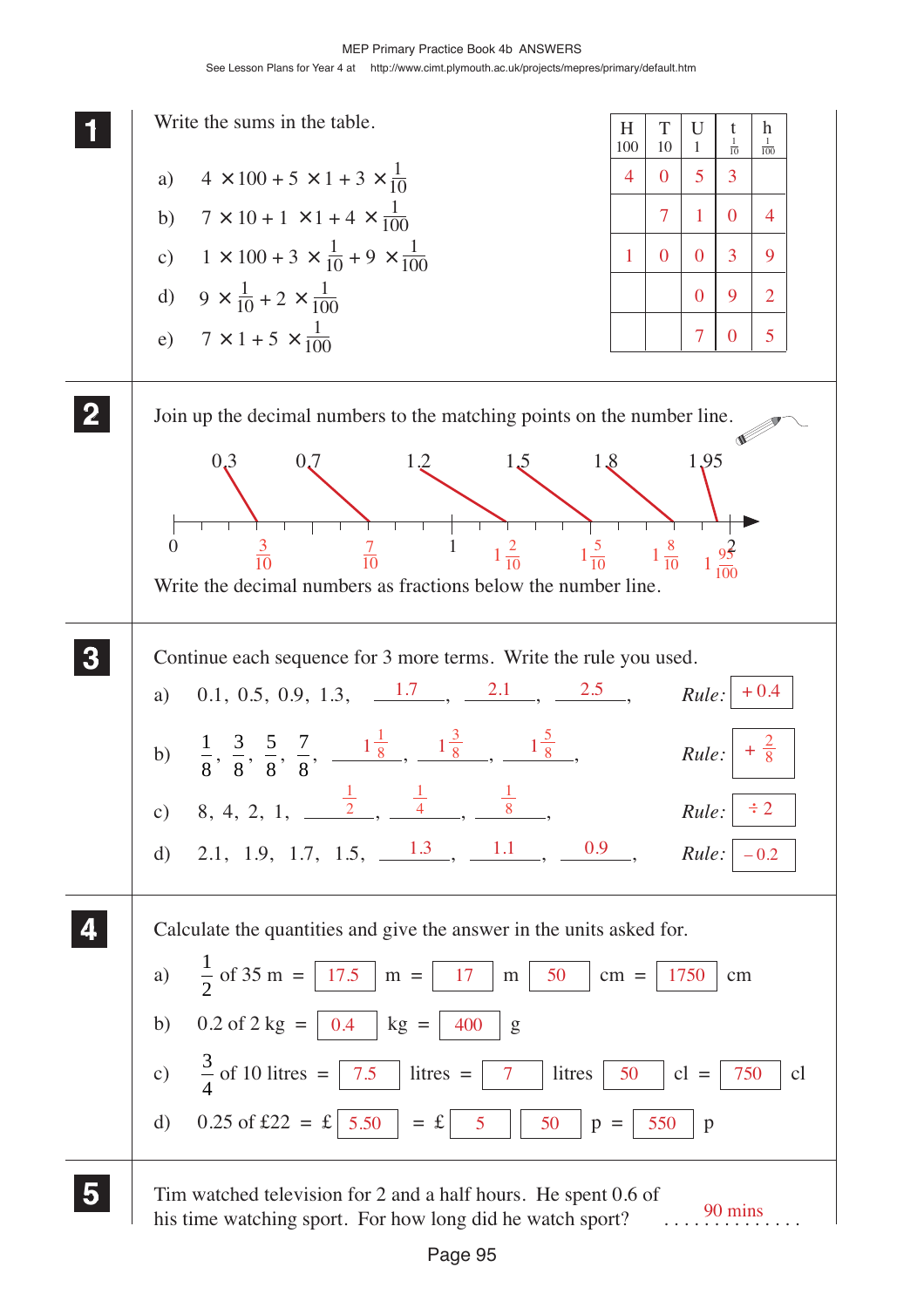MEP Primary Practice Book 4b ANSWERS

See Lesson Plans for Year 4 at http://www.cimt.plymouth.ac.uk/projects/mepres/primary/default.htm

**1** Write the sums in the table.

a) $4 \times 100 + 5 \times 1 + 3 \times \frac{1}{10}$

b) $7 \times 10 + 1 \times 1 + 4 \times \frac{1}{100}$

c) $1 \times 100 + 3 \times \frac{1}{10} + 9 \times \frac{1}{100}$

d) $9 \times \frac{1}{10} + 2 \times \frac{1}{100}$

e) $7 \times 1 + 5 \times \frac{1}{100}$

| H 100 | T 10 | U 1 | t $\frac{1}{10}$ | h $\frac{1}{100}$ |
|---|---|---|---|---|
| 4 | 0 | 5 | 3 | |
| | 7 | 1 | 0 | 4 |
| 1 | 0 | 0 | 3 | 9 |
| | | 0 | 9 | 2 |
| | | 7 | 0 | 5 |

**2** Join up the decimal numbers to the matching points on the number line.

0.3, 0.7, 1.2, 1.5, 1.8, 1.95

Number line from 0 to 2, with points marked: $\frac{3}{10}$, $\frac{7}{10}$, 1, $1\frac{2}{10}$, $1\frac{5}{10}$, $1\frac{8}{10}$, $1\frac{95}{100}$, 2

Write the decimal numbers as fractions below the number line.

**3** Continue each sequence for 3 more terms. Write the rule you used.

a) 0.1, 0.5, 0.9, 1.3, 1.7, 2.1, 2.5, *Rule:* + 0.4

b) $\frac{1}{8}$, $\frac{3}{8}$, $\frac{5}{8}$, $\frac{7}{8}$, $1\frac{1}{8}$, $1\frac{3}{8}$, $1\frac{5}{8}$, *Rule:* $+\frac{2}{8}$

c) 8, 4, 2, 1, $\frac{1}{2}$, $\frac{1}{4}$, $\frac{1}{8}$, *Rule:* ÷ 2

d) 2.1, 1.9, 1.7, 1.5, 1.3, 1.1, 0.9, *Rule:* − 0.2

**4** Calculate the quantities and give the answer in the units asked for.

a) $\frac{1}{2}$ of 35 m = 17.5 m = 17 m 50 cm = 1750 cm

b) 0.2 of 2 kg = 0.4 kg = 400 g

c) $\frac{3}{4}$ of 10 litres = 7.5 litres = 7 litres 50 cl = 750 cl

d) 0.25 of £22 = £ 5.50 = £ 5 50 p = 550 p

**5** Tim watched television for 2 and a half hours. He spent 0.6 of his time watching sport. For how long did he watch sport? 90 mins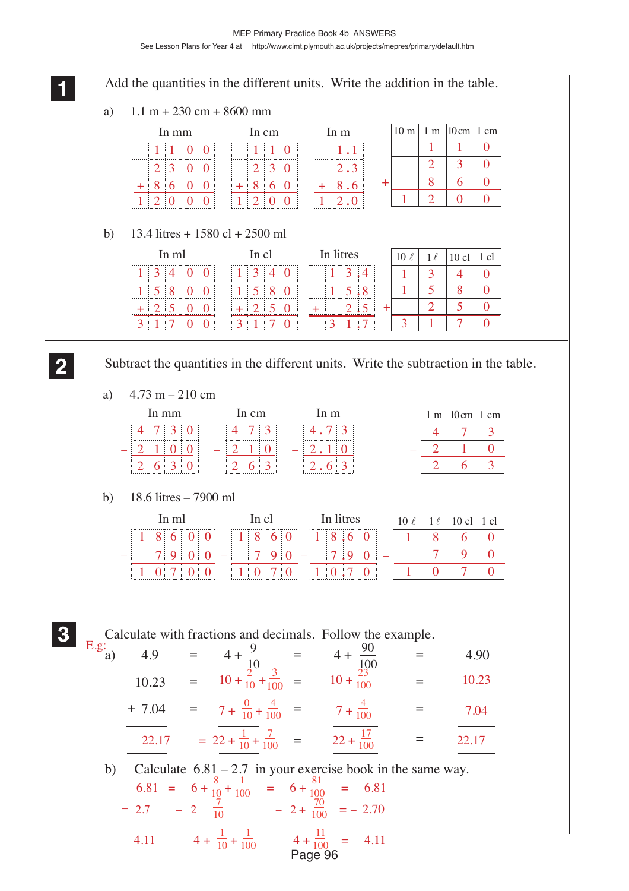**1** Add the quantities in the different units. Write the addition in the table.

a) 1.1 m + 230 cm + 8600 mm

In mm

| | | | | |
|---|---|---|---|---|
| | 1 | 1 | 0 | 0 |
| | 2 | 3 | 0 | 0 |
| + | 8 | 6 | 0 | 0 |
| 1 | 2 | 0 | 0 | 0 |

In cm

| | | | |
|---|---|---|---|
| | 1 | 1 | 0 |
| | 2 | 3 | 0 |
| + | 8 | 6 | 0 |
| 1 | 2 | 0 | 0 |

In m

| | | |
|---|---|---|
| | 1 | .1 |
| | 2 | .3 |
| + | 8 | .6 |
| 1 | 2 | .0 |

| | 10 m | 1 m | 10 cm | 1 cm |
|---|---|---|---|---|
| | | 1 | 1 | 0 |
| | | 2 | 3 | 0 |
| + | | 8 | 6 | 0 |
| | 1 | 2 | 0 | 0 |

b) 13.4 litres + 1580 cl + 2500 ml

In ml

| | | | | |
|---|---|---|---|---|
| 1 | 3 | 4 | 0 | 0 |
| 1 | 5 | 8 | 0 | 0 |
| + | 2 | 5 | 0 | 0 |
| 3 | 1 | 7 | 0 | 0 |

In cl

| | | | |
|---|---|---|---|
| 1 | 3 | 4 | 0 |
| 1 | 5 | 8 | 0 |
| + | 2 | 5 | 0 |
| 3 | 1 | 7 | 0 |

In litres

| | | | |
|---|---|---|---|
| | 1 | 3 | .4 |
| | 1 | 5 | .8 |
| + | | 2 | .5 |
| | 3 | 1 | .7 |

| | 10 ℓ | 1 ℓ | 10 cl | 1 cl |
|---|---|---|---|---|
| | 1 | 3 | 4 | 0 |
| | 1 | 5 | 8 | 0 |
| + | | 2 | 5 | 0 |
| | 3 | 1 | 7 | 0 |

**2** Subtract the quantities in the different units. Write the subtraction in the table.

a) 4.73 m – 210 cm

In mm

| | | | | |
|---|---|---|---|---|
| | 4 | 7 | 3 | 0 |
| – | 2 | 1 | 0 | 0 |
| | 2 | 6 | 3 | 0 |

In cm

| | | | |
|---|---|---|---|
| | 4 | 7 | 3 |
| – | 2 | 1 | 0 |
| | 2 | 6 | 3 |

In m

| | | | |
|---|---|---|---|
| | 4 | .7 | 3 |
| – | 2 | .1 | 0 |
| | 2 | .6 | 3 |

| | 1 m | 10 cm | 1 cm |
|---|---|---|---|
| | 4 | 7 | 3 |
| – | 2 | 1 | 0 |
| | 2 | 6 | 3 |

b) 18.6 litres – 7900 ml

In ml

| | | | | | |
|---|---|---|---|---|---|
| | 1 | 8 | 6 | 0 | 0 |
| – | | 7 | 9 | 0 | 0 |
| | 1 | 0 | 7 | 0 | 0 |

In cl

| | | | | |
|---|---|---|---|---|
| | 1 | 8 | 6 | 0 |
| – | | 7 | 9 | 0 |
| | 1 | 0 | 7 | 0 |

In litres

| | | | | |
|---|---|---|---|---|
| | 1 | 8 | .6 | 0 |
| – | | 7 | .9 | 0 |
| | 1 | 0 | .7 | 0 |

| | 10 ℓ | 1 ℓ | 10 cl | 1 cl |
|---|---|---|---|---|
| | 1 | 8 | 6 | 0 |
| – | | 7 | 9 | 0 |
| | 1 | 0 | 7 | 0 |

**3** Calculate with fractions and decimals. Follow the example.

E.g: a)

$4.9 = 4 + \frac{9}{10} = 4 + \frac{90}{100} = 4.90$

$10.23 = 10 + \frac{2}{10} + \frac{3}{100} = 10 + \frac{23}{100} = 10.23$

$+\ 7.04 = 7 + \frac{0}{10} + \frac{4}{100} = 7 + \frac{4}{100} = 7.04$

$22.17 = 22 + \frac{1}{10} + \frac{7}{100} = 22 + \frac{17}{100} = 22.17$

b) Calculate 6.81 – 2.7 in your exercise book in the same way.

$6.81 = 6 + \frac{8}{10} + \frac{1}{100} = 6 + \frac{81}{100} = 6.81$

$-\ 2.7 \qquad -\ 2 - \frac{7}{10} \qquad -\ 2 + \frac{70}{100} = -\ 2.70$

$4.11 \qquad 4 + \frac{1}{10} + \frac{1}{100} \qquad 4 + \frac{11}{100} = 4.11$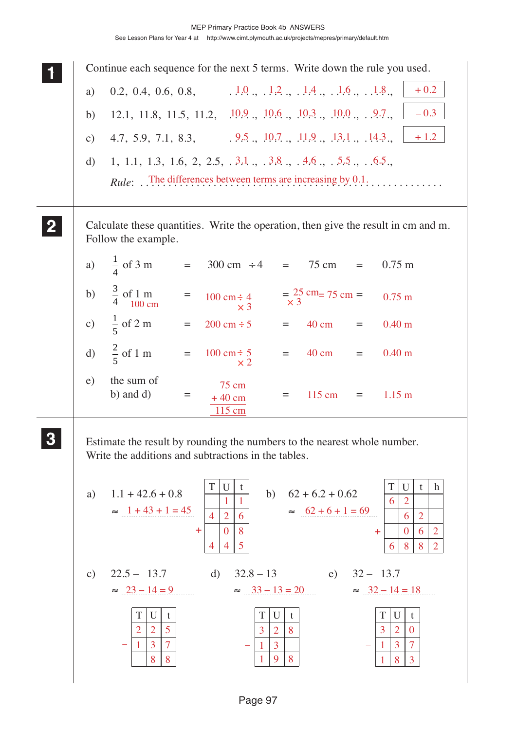**1** Continue each sequence for the next 5 terms. Write down the rule you used.

a) 0.2, 0.4, 0.6, 0.8, 1.0, 1.2, 1.4, 1.6, 1.8, **+ 0.2**

b) 12.1, 11.8, 11.5, 11.2, 10.9, 10.6, 10.3, 10.0, 9.7, **– 0.3**

c) 4.7, 5.9, 7.1, 8.3, 9.5, 10.7, 11.9, 13.1, 14.3, **+ 1.2**

d) 1, 1.1, 1.3, 1.6, 2, 2.5, 3.1, 3.8, 4.6, 5.5, 6.5,

*Rule*: The differences between terms are increasing by 0.1.

**2** Calculate these quantities. Write the operation, then give the result in cm and m. Follow the example.

a) $\frac{1}{4}$ of 3 m = 300 cm ÷ 4 = 75 cm = 0.75 m

b) $\frac{3}{4}$ of 1 m (100 cm) = 100 cm ÷ 4 × 3 = 25 cm × 3 = 75 cm = 0.75 m

c) $\frac{1}{5}$ of 2 m = 200 cm ÷ 5 = 40 cm = 0.40 m

d) $\frac{2}{5}$ of 1 m = 100 cm ÷ 5 × 2 = 40 cm = 0.40 m

e) the sum of b) and d) = 75 cm + 40 cm = 115 cm = 115 cm = 1.15 m

**3** Estimate the result by rounding the numbers to the nearest whole number. Write the additions and subtractions in the tables.

a) 1.1 + 42.6 + 0.8
≈ 1 + 43 + 1 = 45

| | T | U | t |
|---|---|---|---|
| | | 1 | 1 |
| | 4 | 2 | 6 |
| + | | 0 | 8 |
| | 4 | 4 | 5 |

b) 62 + 6.2 + 0.62
≈ 62 + 6 + 1 = 69

| | T | U | t | h |
|---|---|---|---|---|
| | 6 | 2 | | |
| | | 6 | 2 | |
| + | | 0 | 6 | 2 |
| | 6 | 8 | 8 | 2 |

c) 22.5 – 13.7
≈ 23 – 14 = 9

| | T | U | t |
|---|---|---|---|
| | 2 | 2 | 5 |
| – | 1 | 3 | 7 |
| | | 8 | 8 |

d) 32.8 – 13
≈ 33 – 13 = 20

| | T | U | t |
|---|---|---|---|
| | 3 | 2 | 8 |
| – | 1 | 3 | |
| | 1 | 9 | 8 |

e) 32 – 13.7
≈ 32 – 14 = 18

| | T | U | t |
|---|---|---|---|
| | 3 | 2 | 0 |
| – | 1 | 3 | 7 |
| | 1 | 8 | 3 |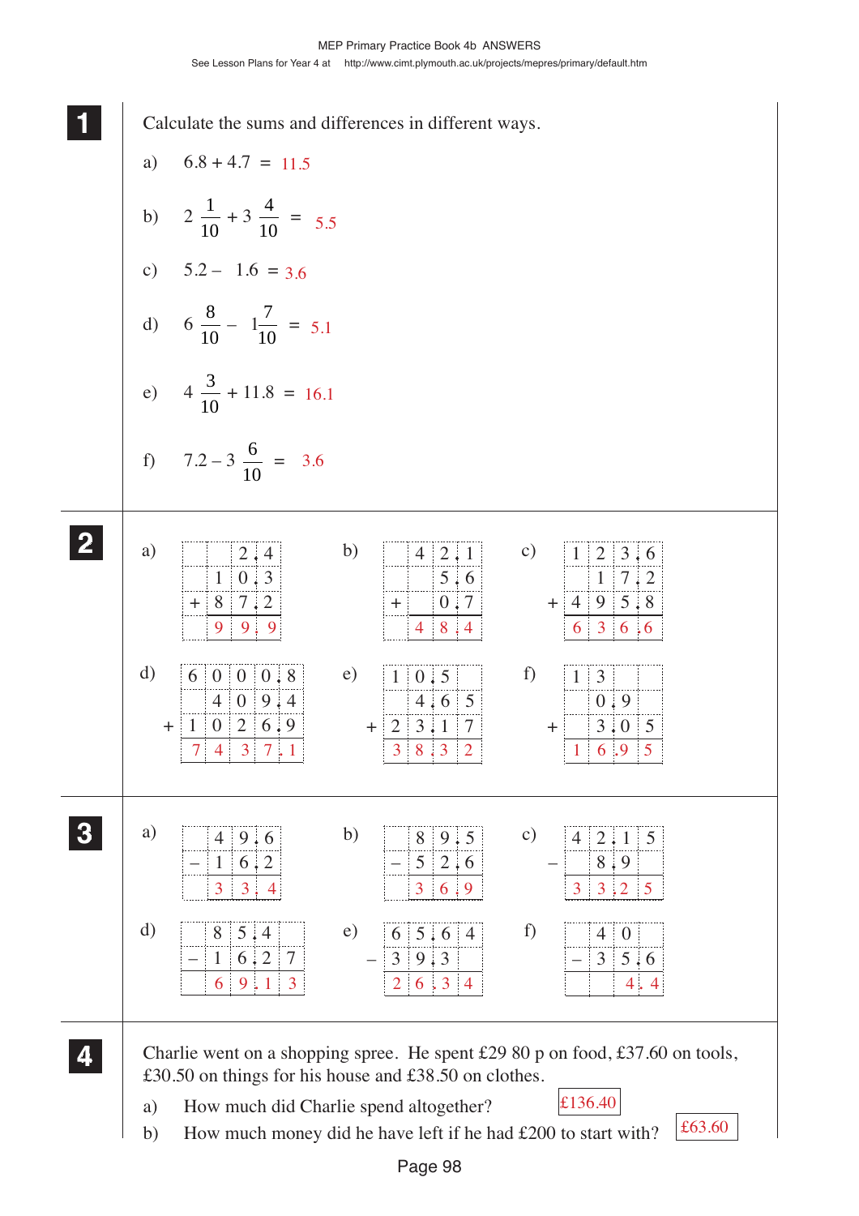MEP Primary Practice Book 4b ANSWERS

See Lesson Plans for Year 4 at http://www.cimt.plymouth.ac.uk/projects/mepres/primary/default.htm

**1** Calculate the sums and differences in different ways.

a) $6.8 + 4.7 = 11.5$

b) $2\frac{1}{10} + 3\frac{4}{10} = 5.5$

c) $5.2 - 1.6 = 3.6$

d) $6\frac{8}{10} - 1\frac{7}{10} = 5.1$

e) $4\frac{3}{10} + 11.8 = 16.1$

f) $7.2 - 3\frac{6}{10} = 3.6$

**2**

a)
```
     2.4
    10.3
 +  87.2
    99.9
```

b)
```
    42.1
     5.6
 +   0.7
    48.4
```

c)
```
   123.6
    17.2
 + 495.8
   636.6
```

d)
```
   6000.8
    409.4
 + 1026.9
   7437.1
```

e)
```
   10.5
    4.65
 + 23.17
   38.32
```

f)
```
   13
    0.9
 +  3.05
   16.95
```

**3**

a)
```
   49.6
 - 16.2
   33.4
```

b)
```
   89.5
 - 52.6
   36.9
```

c)
```
   42.15
 -  8.9
   33.25
```

d)
```
   85.4
 - 16.27
   69.13
```

e)
```
   65.64
 - 39.3
   26.34
```

f)
```
   40
 - 35.6
    4.4
```

**4** Charlie went on a shopping spree. He spent £29 80 p on food, £37.60 on tools, £30.50 on things for his house and £38.50 on clothes.

a) How much did Charlie spend altogether? £136.40

b) How much money did he have left if he had £200 to start with? £63.60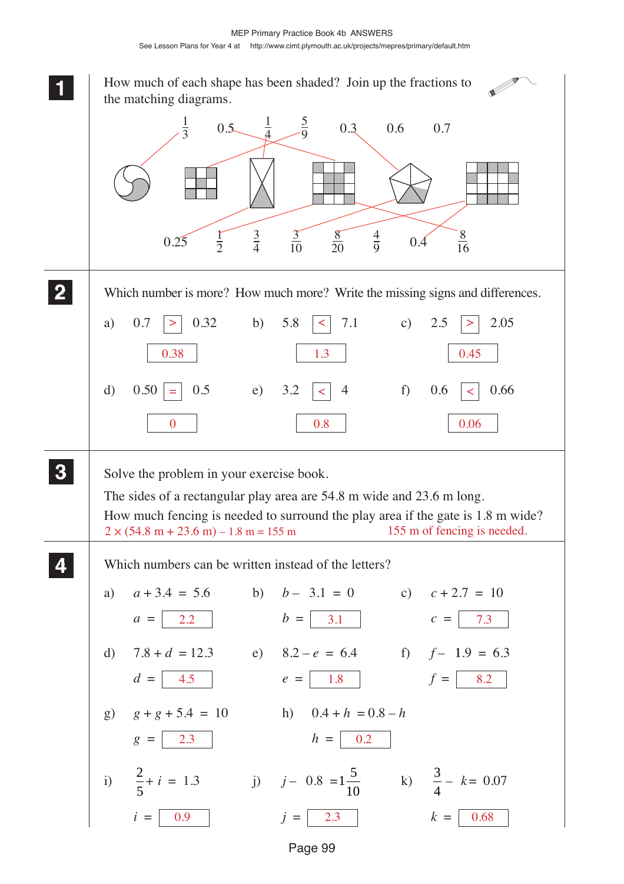**1** How much of each shape has been shaded? Join up the fractions to the matching diagrams.

$\frac{1}{3}$ 0.5 $\frac{1}{4}$ $\frac{5}{9}$ 0.3 0.6 0.7

0.25 $\frac{1}{2}$ $\frac{3}{4}$ $\frac{3}{10}$ $\frac{8}{20}$ $\frac{4}{9}$ 0.4 $\frac{8}{16}$

---

**2** Which number is more? How much more? Write the missing signs and differences.

a) 0.7 [>] 0.32 — 0.38

b) 5.8 [<] 7.1 — 1.3

c) 2.5 [>] 2.05 — 0.45

d) 0.50 [=] 0.5 — 0

e) 3.2 [<] 4 — 0.8

f) 0.6 [<] 0.66 — 0.06

---

**3** Solve the problem in your exercise book.

The sides of a rectangular play area are 54.8 m wide and 23.6 m long.

How much fencing is needed to surround the play area if the gate is 1.8 m wide?

$2 \times (54.8\text{ m} + 23.6\text{ m}) - 1.8\text{ m} = 155\text{ m}$    155 m of fencing is needed.

---

**4** Which numbers can be written instead of the letters?

a) $a + 3.4 = 5.6$  
$a =$ 2.2

b) $b - 3.1 = 0$  
$b =$ 3.1

c) $c + 2.7 = 10$  
$c =$ 7.3

d) $7.8 + d = 12.3$  
$d =$ 4.5

e) $8.2 - e = 6.4$  
$e =$ 1.8

f) $f - 1.9 = 6.3$  
$f =$ 8.2

g) $g + g + 5.4 = 10$  
$g =$ 2.3

h) $0.4 + h = 0.8 - h$  
$h =$ 0.2

i) $\frac{2}{5} + i = 1.3$  
$i =$ 0.9

j) $j - 0.8 = 1\frac{5}{10}$  
$j =$ 2.3

k) $\frac{3}{4} - k = 0.07$  
$k =$ 0.68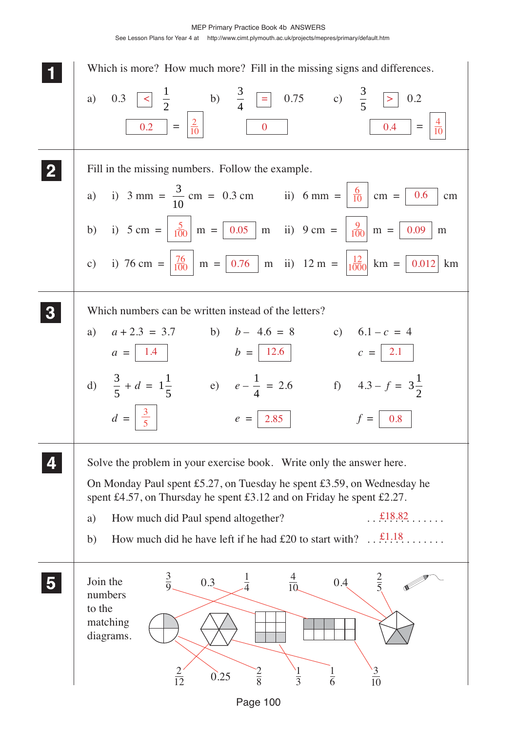**1** Which is more? How much more? Fill in the missing signs and differences.

a) $0.3 \; \boxed{<} \; \frac{1}{2}$ $\boxed{0.2} = \boxed{\frac{2}{10}}$

b) $\frac{3}{4} \; \boxed{=} \; 0.75$ $\boxed{0}$

c) $\frac{3}{5} \; \boxed{>} \; 0.2$ $\boxed{0.4} = \boxed{\frac{4}{10}}$

**2** Fill in the missing numbers. Follow the example.

a) i) $3 \text{ mm} = \frac{3}{10} \text{ cm} = 0.3 \text{ cm}$ ii) $6 \text{ mm} = \boxed{\frac{6}{10}} \text{ cm} = \boxed{0.6} \text{ cm}$

b) i) $5 \text{ cm} = \boxed{\frac{5}{100}} \text{ m} = \boxed{0.05} \text{ m}$ ii) $9 \text{ cm} = \boxed{\frac{9}{100}} \text{ m} = \boxed{0.09} \text{ m}$

c) i) $76 \text{ cm} = \boxed{\frac{76}{100}} \text{ m} = \boxed{0.76} \text{ m}$ ii) $12 \text{ m} = \boxed{\frac{12}{1000}} \text{ km} = \boxed{0.012} \text{ km}$

**3** Which numbers can be written instead of the letters?

a) $a + 2.3 = 3.7$  $a = \boxed{1.4}$

b) $b - 4.6 = 8$  $b = \boxed{12.6}$

c) $6.1 - c = 4$  $c = \boxed{2.1}$

d) $\frac{3}{5} + d = 1\frac{1}{5}$  $d = \boxed{\frac{3}{5}}$

e) $e - \frac{1}{4} = 2.6$  $e = \boxed{2.85}$

f) $4.3 - f = 3\frac{1}{2}$  $f = \boxed{0.8}$

**4** Solve the problem in your exercise book. Write only the answer here.

On Monday Paul spent £5.27, on Tuesday he spent £3.59, on Wednesday he spent £4.57, on Thursday he spent £3.12 and on Friday he spent £2.27.

a) How much did Paul spend altogether? ...£18.82......

b) How much did he have left if he had £20 to start with? ...£1.18......

**5** Join the numbers to the matching diagrams.

Top numbers: $\frac{3}{9}$, 0.3, $\frac{1}{4}$, $\frac{4}{10}$, 0.4, $\frac{2}{5}$

Bottom numbers: $\frac{2}{12}$, 0.25, $\frac{2}{8}$, $\frac{1}{3}$, $\frac{1}{6}$, $\frac{3}{10}$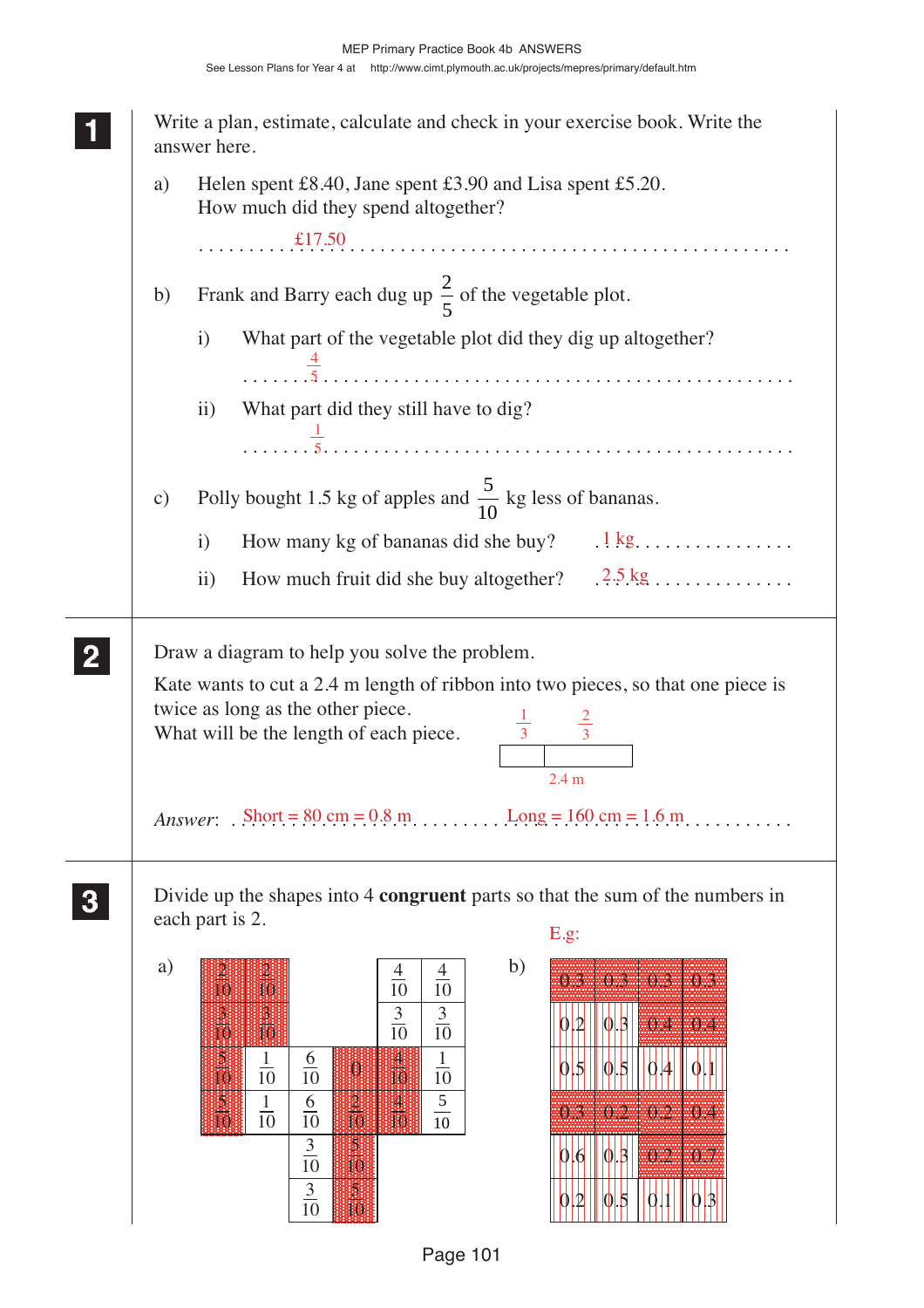**1** Write a plan, estimate, calculate and check in your exercise book. Write the answer here.

a) Helen spent £8.40, Jane spent £3.90 and Lisa spent £5.20. How much did they spend altogether?

£17.50

b) Frank and Barry each dug up $\frac{2}{5}$ of the vegetable plot.

i) What part of the vegetable plot did they dig up altogether?

$\frac{4}{5}$

ii) What part did they still have to dig?

$\frac{1}{5}$

c) Polly bought 1.5 kg of apples and $\frac{5}{10}$ kg less of bananas.

i) How many kg of bananas did she buy? 1 kg

ii) How much fruit did she buy altogether? 2.5 kg

**2** Draw a diagram to help you solve the problem.

Kate wants to cut a 2.4 m length of ribbon into two pieces, so that one piece is twice as long as the other piece.
What will be the length of each piece.

$\frac{1}{3}$ $\frac{2}{3}$

2.4 m

*Answer*: Short = 80 cm = 0.8 m Long = 160 cm = 1.6 m

**3** Divide up the shapes into 4 **congruent** parts so that the sum of the numbers in each part is 2.

a)

| | | | | | |
|---|---|---|---|---|---|
| $\frac{2}{10}$ | $\frac{2}{10}$ | | | $\frac{4}{10}$ | $\frac{4}{10}$ |
| $\frac{3}{10}$ | $\frac{3}{10}$ | | | $\frac{3}{10}$ | $\frac{3}{10}$ |
| $\frac{5}{10}$ | $\frac{1}{10}$ | $\frac{6}{10}$ | 0 | $\frac{4}{10}$ | $\frac{1}{10}$ |
| $\frac{5}{10}$ | $\frac{1}{10}$ | $\frac{6}{10}$ | $\frac{2}{10}$ | $\frac{4}{10}$ | $\frac{5}{10}$ |
| | | $\frac{3}{10}$ | $\frac{5}{10}$ | | |
| | | $\frac{3}{10}$ | $\frac{5}{10}$ | | |

b) E.g:

| | | | |
|---|---|---|---|
| 0.3 | 0.3 | 0.3 | 0.3 |
| 0.2 | 0.3 | 0.4 | 0.4 |
| 0.5 | 0.5 | 0.4 | 0.1 |
| 0.3 | 0.2 | 0.2 | 0.4 |
| 0.6 | 0.3 | 0.2 | 0.7 |
| 0.2 | 0.5 | 0.1 | 0.3 |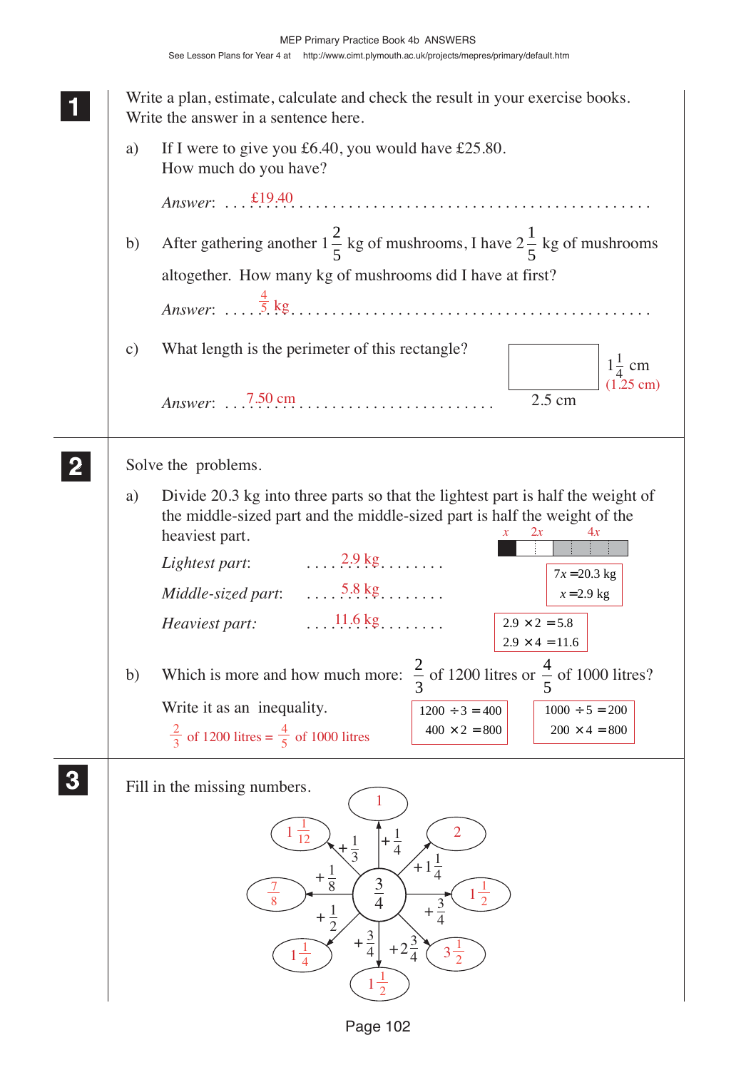**1**

Write a plan, estimate, calculate and check the result in your exercise books. Write the answer in a sentence here.

a) If I were to give you £6.40, you would have £25.80. How much do you have?

*Answer*: £19.40

b) After gathering another $1\frac{2}{5}$ kg of mushrooms, I have $2\frac{1}{5}$ kg of mushrooms altogether. How many kg of mushrooms did I have at first?

*Answer*: $\frac{4}{5}$ kg

c) What length is the perimeter of this rectangle?

(Rectangle: 2.5 cm by $1\frac{1}{4}$ cm (1.25 cm))

*Answer*: 7.50 cm

**2**

Solve the problems.

a) Divide 20.3 kg into three parts so that the lightest part is half the weight of the middle-sized part and the middle-sized part is half the weight of the heaviest part.

(Diagram: $x$, $2x$, $4x$)

$7x = 20.3$ kg
$x = 2.9$ kg

$2.9 \times 2 = 5.8$
$2.9 \times 4 = 11.6$

*Lightest part*: 2.9 kg

*Middle-sized part*: 5.8 kg

*Heaviest part:* 11.6 kg

b) Which is more and how much more: $\frac{2}{3}$ of 1200 litres or $\frac{4}{5}$ of 1000 litres?

$1200 \div 3 = 400$
$400 \times 2 = 800$

$1000 \div 5 = 200$
$200 \times 4 = 800$

Write it as an inequality.

$\frac{2}{3}$ of 1200 litres = $\frac{4}{5}$ of 1000 litres

**3**

Fill in the missing numbers.

Centre: $\frac{3}{4}$

- $+\frac{1}{4}$ → 1
- $+1\frac{1}{4}$ → 2
- $+\frac{3}{4}$ → $1\frac{1}{2}$
- $+2\frac{3}{4}$ → $3\frac{1}{2}$
- $+\frac{3}{4}$ → $1\frac{1}{2}$
- $+\frac{1}{2}$ → $1\frac{1}{4}$
- $+\frac{1}{8}$ → $\frac{7}{8}$
- $+\frac{1}{3}$ → $1\frac{1}{12}$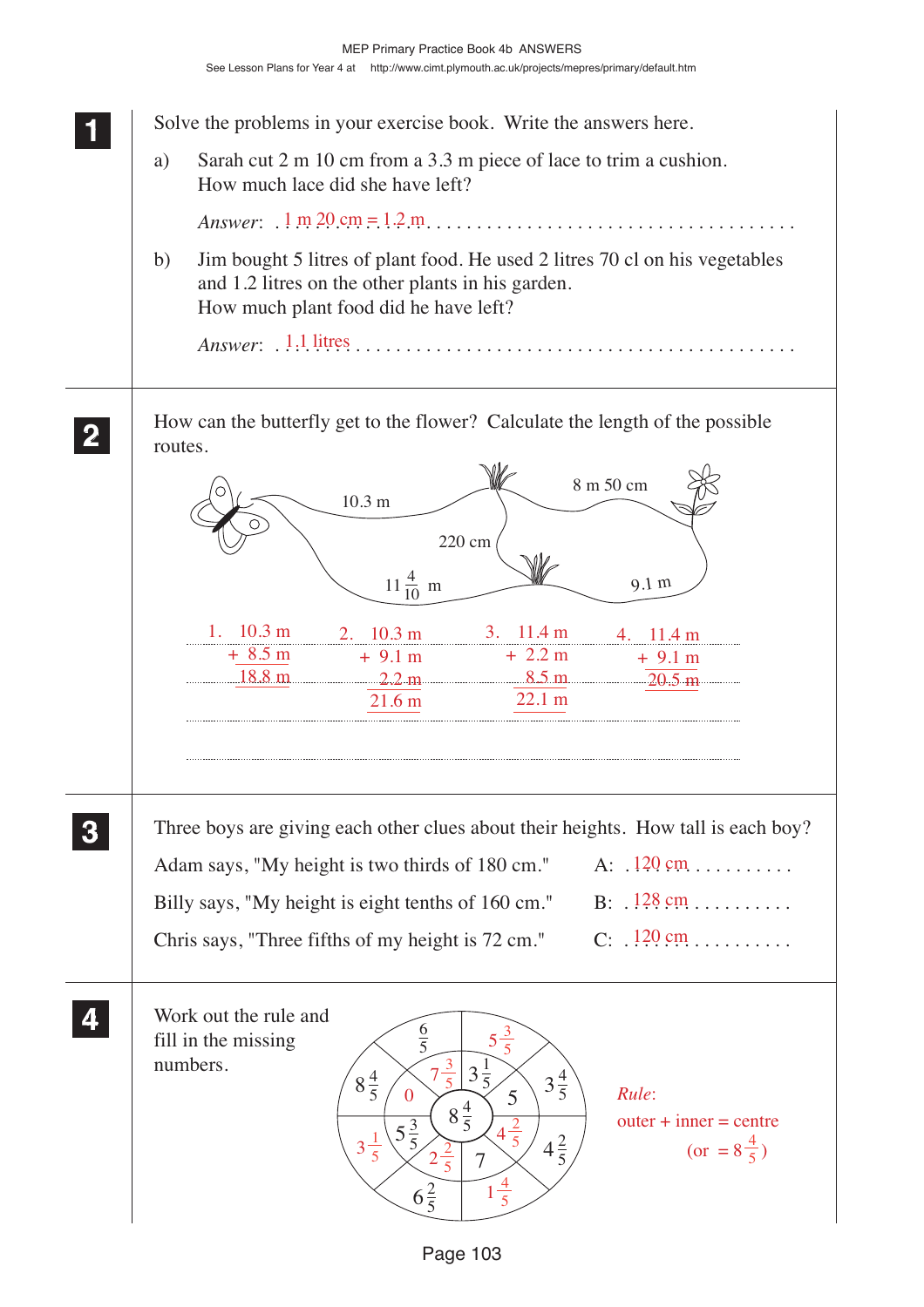**1** Solve the problems in your exercise book. Write the answers here.

a) Sarah cut 2 m 10 cm from a 3.3 m piece of lace to trim a cushion. How much lace did she have left?

*Answer*: 1 m 20 cm = 1.2 m

b) Jim bought 5 litres of plant food. He used 2 litres 70 cl on his vegetables and 1.2 litres on the other plants in his garden. How much plant food did he have left?

*Answer*: 1.1 litres

**2** How can the butterfly get to the flower? Calculate the length of the possible routes.

Diagram labels: 10.3 m, 8 m 50 cm, 220 cm, $11\frac{4}{10}$ m, 9.1 m

1. 10.3 m + 8.5 m = 18.8 m
2. 10.3 m + 9.1 m + 2.2 m = 21.6 m
3. 11.4 m + 2.2 m + 8.5 m = 22.1 m
4. 11.4 m + 9.1 m = 20.5 m

**3** Three boys are giving each other clues about their heights. How tall is each boy?

Adam says, "My height is two thirds of 180 cm." A: 120 cm

Billy says, "My height is eight tenths of 160 cm." B: 128 cm

Chris says, "Three fifths of my height is 72 cm." C: 120 cm

**4** Work out the rule and fill in the missing numbers.

Centre: $8\frac{4}{5}$

| Outer | Inner |
|---|---|
| $\frac{6}{5}$ | $7\frac{3}{5}$ |
| $5\frac{3}{5}$ | $3\frac{1}{5}$ |
| $3\frac{4}{5}$ | $5$ |
| $4\frac{2}{5}$ | $4\frac{2}{5}$ |
| $1\frac{4}{5}$ | $7$ |
| $6\frac{2}{5}$ | $2\frac{2}{5}$ |
| $3\frac{1}{5}$ | $5\frac{3}{5}$ |
| $8\frac{4}{5}$ | $0$ |

*Rule*: outer + inner = centre (or $= 8\frac{4}{5}$)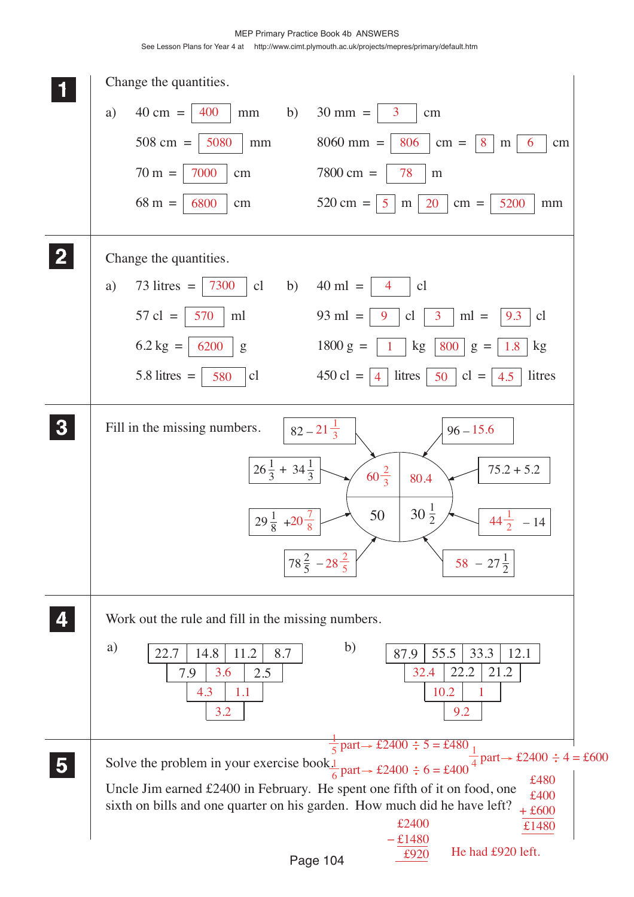MEP Primary Practice Book 4b ANSWERS

See Lesson Plans for Year 4 at http://www.cimt.plymouth.ac.uk/projects/mepres/primary/default.htm

**1** Change the quantities.

a)
- 40 cm = 400 mm
- 508 cm = 5080 mm
- 70 m = 7000 cm
- 68 m = 6800 cm

b)
- 30 mm = 3 cm
- 8060 mm = 806 cm = 8 m 6 cm
- 7800 cm = 78 m
- 520 cm = 5 m 20 cm = 5200 mm

**2** Change the quantities.

a)
- 73 litres = 7300 cl
- 57 cl = 570 ml
- 6.2 kg = 6200 g
- 5.8 litres = 580 cl

b)
- 40 ml = 4 cl
- 93 ml = 9 cl 3 ml = 9.3 cl
- 1800 g = 1 kg 800 g = 1.8 kg
- 450 cl = 4 litres 50 cl = 4.5 litres

**3** Fill in the missing numbers.

- $82 - 21\frac{1}{3}$ → $60\frac{2}{3}$
- $26\frac{1}{3} + 34\frac{1}{3}$ → $60\frac{2}{3}$
- $96 - 15.6$ → 80.4
- $75.2 + 5.2$ → 80.4
- $29\frac{1}{8} + 20\frac{7}{8}$ → 50
- $78\frac{2}{5} - 28\frac{2}{5}$ → 50
- $44\frac{1}{2} - 14$ → $30\frac{1}{2}$
- $58 - 27\frac{1}{2}$ → $30\frac{1}{2}$

**4** Work out the rule and fill in the missing numbers.

a)

| 22.7 | 14.8 | 11.2 | 8.7 |
|---|---|---|---|
| 7.9 | 3.6 | 2.5 | |
| 4.3 | 1.1 | | |
| 3.2 | | | |

b)

| 87.9 | 55.5 | 33.3 | 12.1 |
|---|---|---|---|
| 32.4 | 22.2 | 21.2 | |
| 10.2 | 1 | | |
| 9.2 | | | |

**5** Solve the problem in your exercise book.

Uncle Jim earned £2400 in February. He spent one fifth of it on food, one sixth on bills and one quarter on his garden. How much did he have left?

$\frac{1}{5}$ part → £2400 ÷ 5 = £480

$\frac{1}{6}$ part → £2400 ÷ 6 = £400

$\frac{1}{4}$ part → £2400 ÷ 4 = £600

£480 + £400 + £600 = £1480

£2400 − £1480 = £920

He had £920 left.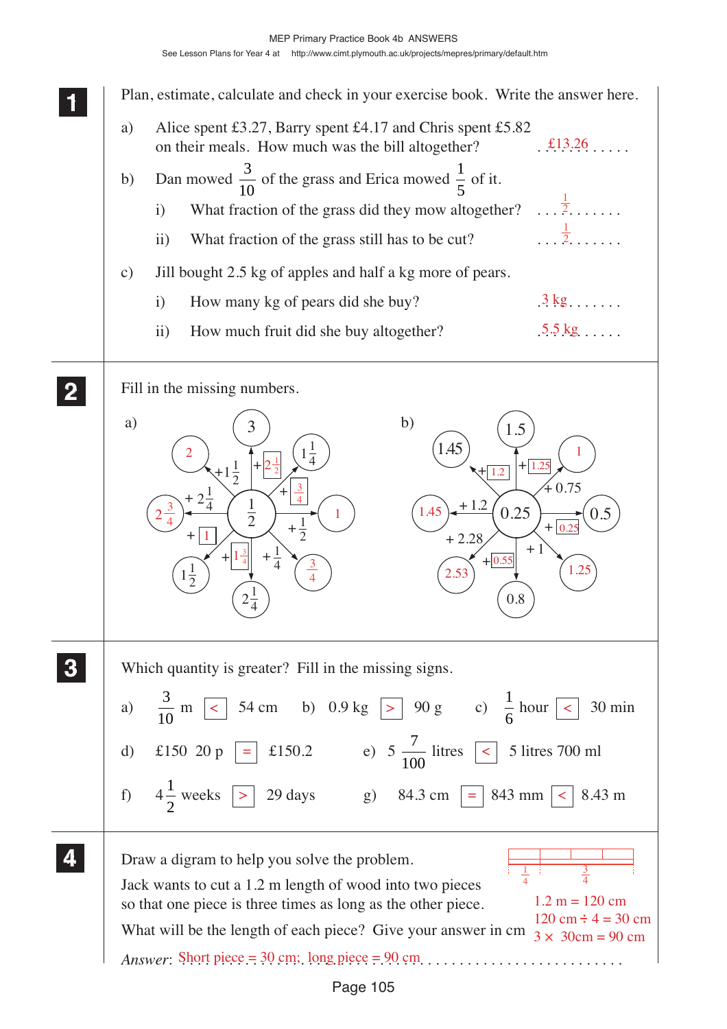## 1

Plan, estimate, calculate and check in your exercise book. Write the answer here.

a) Alice spent £3.27, Barry spent £4.17 and Chris spent £5.82 on their meals. How much was the bill altogether? ........ £13.26 ........

b) Dan mowed $\frac{3}{10}$ of the grass and Erica mowed $\frac{1}{5}$ of it.

   i) What fraction of the grass did they mow altogether? ........ $\frac{1}{2}$ ........

   ii) What fraction of the grass still has to be cut? ........ $\frac{1}{2}$ ........

c) Jill bought 2.5 kg of apples and half a kg more of pears.

   i) How many kg of pears did she buy? ........ 3 kg ........

   ii) How much fruit did she buy altogether? ........ 5.5 kg ........

## 2

Fill in the missing numbers.

a) Centre: $\frac{1}{2}$

- $+2\frac{1}{2}$ → 3
- $+\frac{3}{4}$ → $1\frac{1}{4}$
- $+\frac{1}{2}$ → 1
- $+\frac{1}{4}$ → $\frac{3}{4}$
- $+1\frac{3}{4}$ → $2\frac{1}{4}$
- $+1$ → $1\frac{1}{2}$
- $+2\frac{1}{4}$ → $2\frac{3}{4}$
- $+1\frac{1}{2}$ → 2

b) Centre: 0.25

- $+1.25$ → 1.5
- $+0.75$ → 1
- $+0.25$ → 0.5
- $+1$ → 1.25
- $+0.55$ → 0.8
- $+2.28$ → 2.53
- $+1.2$ → 1.45
- $+1.2$ → 1.45

## 3

Which quantity is greater? Fill in the missing signs.

a) $\frac{3}{10}$ m < 54 cm  b) 0.9 kg > 90 g  c) $\frac{1}{6}$ hour < 30 min

d) £150 20 p = £150.2  e) $5\frac{7}{100}$ litres < 5 litres 700 ml

f) $4\frac{1}{2}$ weeks > 29 days  g) 84.3 cm = 843 mm < 8.43 m

## 4

Draw a digram to help you solve the problem.

Jack wants to cut a 1.2 m length of wood into two pieces so that one piece is three times as long as the other piece.

What will be the length of each piece? Give your answer in cm

$\frac{1}{4}$ | $\frac{3}{4}$

1.2 m = 120 cm
120 cm ÷ 4 = 30 cm
3 × 30cm = 90 cm

*Answer*: Short piece = 30 cm; long piece = 90 cm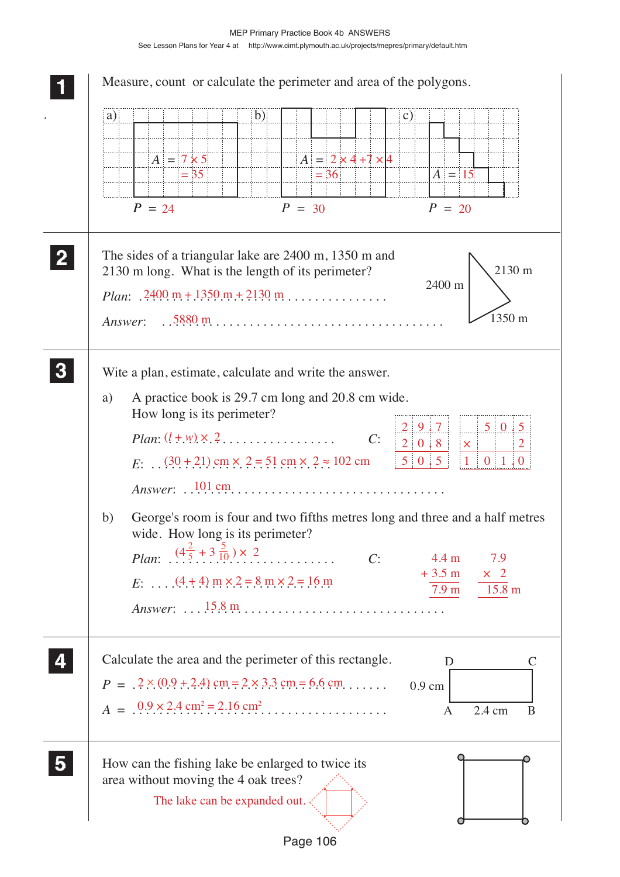**1** Measure, count or calculate the perimeter and area of the polygons.

a) $A = 7 \times 5 = 35$, $P = 24$

b) $A = 2 \times 4 + 7 \times 4 = 36$, $P = 30$

c) $A = 15$, $P = 20$

**2** The sides of a triangular lake are 2400 m, 1350 m and 2130 m long. What is the length of its perimeter?

2400 m, 2130 m, 1350 m

*Plan*: 2400 m + 1350 m + 2130 m

*Answer*: 5880 m

**3** Wite a plan, estimate, calculate and write the answer.

a) A practice book is 29.7 cm long and 20.8 cm wide. How long is its perimeter?

*Plan*: $(l + w) \times 2$

*E*: $(30 + 21)$ cm $\times$ 2 = 51 cm $\times$ 2 $\approx$ 102 cm

*C*:

|   | 2 | 9 | 7 |
|---|---|---|---|
|   | 2 | 0 | 8 |
|   | 5 | 0 | 5 |

|   |   | 5 | 0 | 5 |
|---|---|---|---|---|
| × |   |   |   | 2 |
| 1 | 0 | 1 | 0 |   |

$29.7 + 20.8 = 50.5$; $50.5 \times 2 = 101.0$

*Answer*: 101 cm

b) George's room is four and two fifths metres long and three and a half metres wide. How long is its perimeter?

*Plan*: $(4\frac{2}{5} + 3\frac{5}{10}) \times 2$

*E*: $(4 + 4)$ m $\times$ 2 = 8 m $\times$ 2 = 16 m

*C*: 4.4 m + 3.5 m = 7.9 m; 7.9 × 2 = 15.8 m

*Answer*: 15.8 m

**4** Calculate the area and the perimeter of this rectangle.

Rectangle ABCD: AB = 2.4 cm, AD = 0.9 cm

$P = 2 \times (0.9 + 2.4)$ cm $= 2 \times 3.3$ cm $= 6.6$ cm

$A = 0.9 \times 2.4$ cm$^2$ $= 2.16$ cm$^2$

**5** How can the fishing lake be enlarged to twice its area without moving the 4 oak trees?

The lake can be expanded out.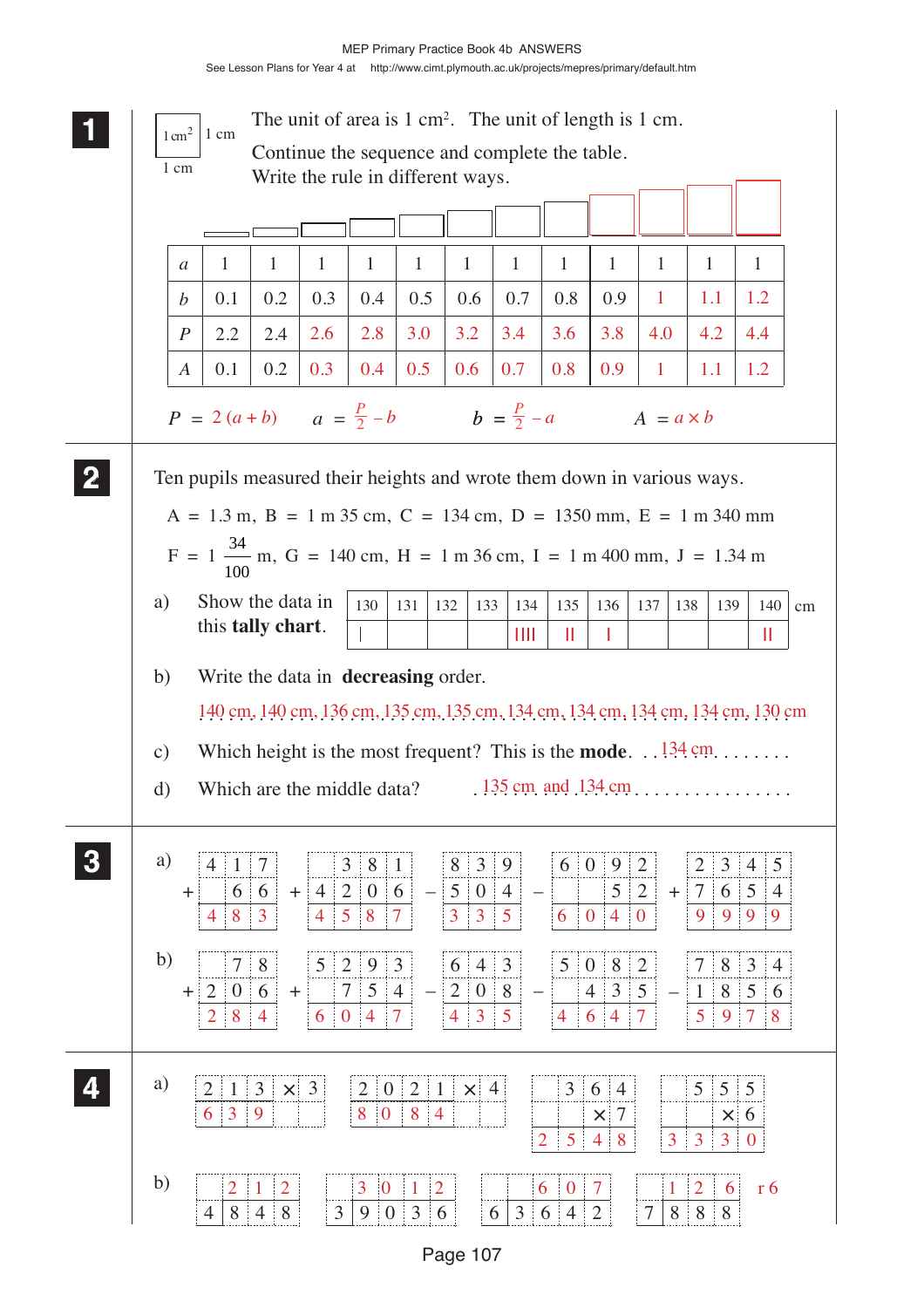## 1

The unit of area is 1 cm². The unit of length is 1 cm.

Continue the sequence and complete the table.
Write the rule in different ways.

| $a$ | 1 | 1 | 1 | 1 | 1 | 1 | 1 | 1 | 1 | 1 | 1 | 1 |
|---|---|---|---|---|---|---|---|---|---|---|---|---|
| $b$ | 0.1 | 0.2 | 0.3 | 0.4 | 0.5 | 0.6 | 0.7 | 0.8 | 0.9 | 1 | 1.1 | 1.2 |
| $P$ | 2.2 | 2.4 | 2.6 | 2.8 | 3.0 | 3.2 | 3.4 | 3.6 | 3.8 | 4.0 | 4.2 | 4.4 |
| $A$ | 0.1 | 0.2 | 0.3 | 0.4 | 0.5 | 0.6 | 0.7 | 0.8 | 0.9 | 1 | 1.1 | 1.2 |

$P = 2(a + b)$ $\quad a = \frac{P}{2} - b$ $\quad b = \frac{P}{2} - a$ $\quad A = a \times b$

## 2

Ten pupils measured their heights and wrote them down in various ways.

A = 1.3 m, B = 1 m 35 cm, C = 134 cm, D = 1350 mm, E = 1 m 340 mm

F = $1\frac{34}{100}$ m, G = 140 cm, H = 1 m 36 cm, I = 1 m 400 mm, J = 1.34 m

a) Show the data in this **tally chart**.

| 130 | 131 | 132 | 133 | 134 | 135 | 136 | 137 | 138 | 139 | 140 | cm |
|---|---|---|---|---|---|---|---|---|---|---|---|
| I | | | | IIII | II | I | | | | II | |

b) Write the data in **decreasing** order.

140 cm, 140 cm, 136 cm, 135 cm, 135 cm, 134 cm, 134 cm, 134 cm, 134 cm, 130 cm

c) Which height is the most frequent? This is the **mode**. 134 cm

d) Which are the middle data? 135 cm and 134 cm

## 3

a) $417 + 66 = 483$ $\quad 381 + 4206 = 4587$ $\quad 839 - 504 = 335$ $\quad 6092 - 52 = 6040$ $\quad 2345 + 7654 = 9999$

b) $78 + 206 = 284$ $\quad 5293 + 754 = 6047$ $\quad 643 - 208 = 435$ $\quad 5082 - 435 = 4647$ $\quad 7834 - 1856 = 5978$

## 4

a) $213 \times 3 = 639$ $\quad 2021 \times 4 = 8084$ $\quad 364 \times 7 = 2548$ $\quad 555 \times 6 = 3330$

b) $848 \div 4 = 212$ $\quad 9036 \div 3 = 3012$ $\quad 3642 \div 6 = 607$ $\quad 888 \div 7 = 126$ r 6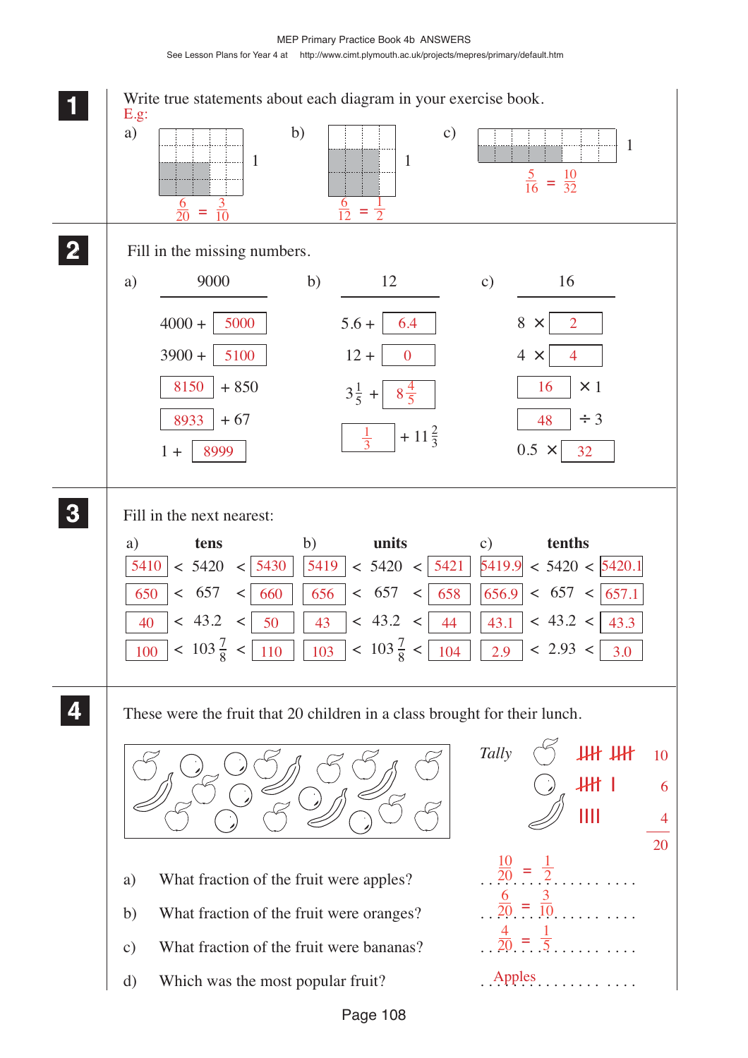**1** Write true statements about each diagram in your exercise book.

E.g:

a) $\frac{6}{20} = \frac{3}{10}$

b) $\frac{6}{12} = \frac{1}{2}$

c) $\frac{5}{16} = \frac{10}{32}$

**2** Fill in the missing numbers.

a) 9000

- 4000 + 5000
- 3900 + 5100
- 8150 + 850
- 8933 + 67
- 1 + 8999

b) 12

- 5.6 + 6.4
- 12 + 0
- $3\frac{1}{5}$ + $8\frac{4}{5}$
- $\frac{1}{3}$ + $11\frac{2}{3}$

c) 16

- 8 × 2
- 4 × 4
- 16 × 1
- 48 ÷ 3
- 0.5 × 32

**3** Fill in the next nearest:

a) **tens**

- 5410 < 5420 < 5430
- 650 < 657 < 660
- 40 < 43.2 < 50
- 100 < $103\frac{7}{8}$ < 110

b) **units**

- 5419 < 5420 < 5421
- 656 < 657 < 658
- 43 < 43.2 < 44
- 103 < $103\frac{7}{8}$ < 104

c) **tenths**

- 5419.9 < 5420 < 5420.1
- 656.9 < 657 < 657.1
- 43.1 < 43.2 < 43.3
- 2.9 < 2.93 < 3.0

**4** These were the fruit that 20 children in a class brought for their lunch.

| *Tally* | | |
|---|---|---|
| Apples | 𝍸𝍸 | 10 |
| Oranges | 𝍸 I | 6 |
| Bananas | IIII | 4 |
| | | 20 |

a) What fraction of the fruit were apples? $\frac{10}{20} = \frac{1}{2}$

b) What fraction of the fruit were oranges? $\frac{6}{20} = \frac{3}{10}$

c) What fraction of the fruit were bananas? $\frac{4}{20} = \frac{1}{5}$

d) Which was the most popular fruit? Apples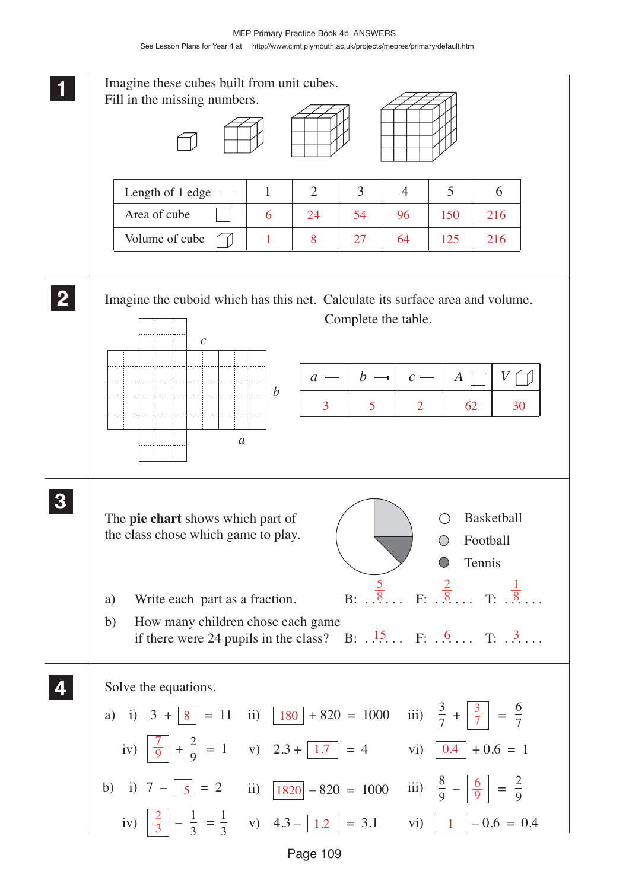**1** Imagine these cubes built from unit cubes.
Fill in the missing numbers.

| Length of 1 edge | 1 | 2 | 3 | 4 | 5 | 6 |
|---|---|---|---|---|---|---|
| Area of cube | 6 | 24 | 54 | 96 | 150 | 216 |
| Volume of cube | 1 | 8 | 27 | 64 | 125 | 216 |

**2** Imagine the cuboid which has this net. Calculate its surface area and volume.
Complete the table.

| $a$ | $b$ | $c$ | $A$ | $V$ |
|---|---|---|---|---|
| 3 | 5 | 2 | 62 | 30 |

**3** The **pie chart** shows which part of the class chose which game to play.

○ Basketball
○ Football
● Tennis

a) Write each part as a fraction. B: $\frac{5}{8}$ F: $\frac{2}{8}$ T: $\frac{1}{8}$

b) How many children chose each game if there were 24 pupils in the class? B: 15 F: 6 T: 3

**4** Solve the equations.

a) i) $3 + \boxed{8} = 11$ ii) $\boxed{180} + 820 = 1000$ iii) $\frac{3}{7} + \boxed{\frac{3}{7}} = \frac{6}{7}$

iv) $\boxed{\frac{7}{9}} + \frac{2}{9} = 1$ v) $2.3 + \boxed{1.7} = 4$ vi) $\boxed{0.4} + 0.6 = 1$

b) i) $7 - \boxed{5} = 2$ ii) $\boxed{1820} - 820 = 1000$ iii) $\frac{8}{9} - \boxed{\frac{6}{9}} = \frac{2}{9}$

iv) $\boxed{\frac{2}{3}} - \frac{1}{3} = \frac{1}{3}$ v) $4.3 - \boxed{1.2} = 3.1$ vi) $\boxed{1} - 0.6 = 0.4$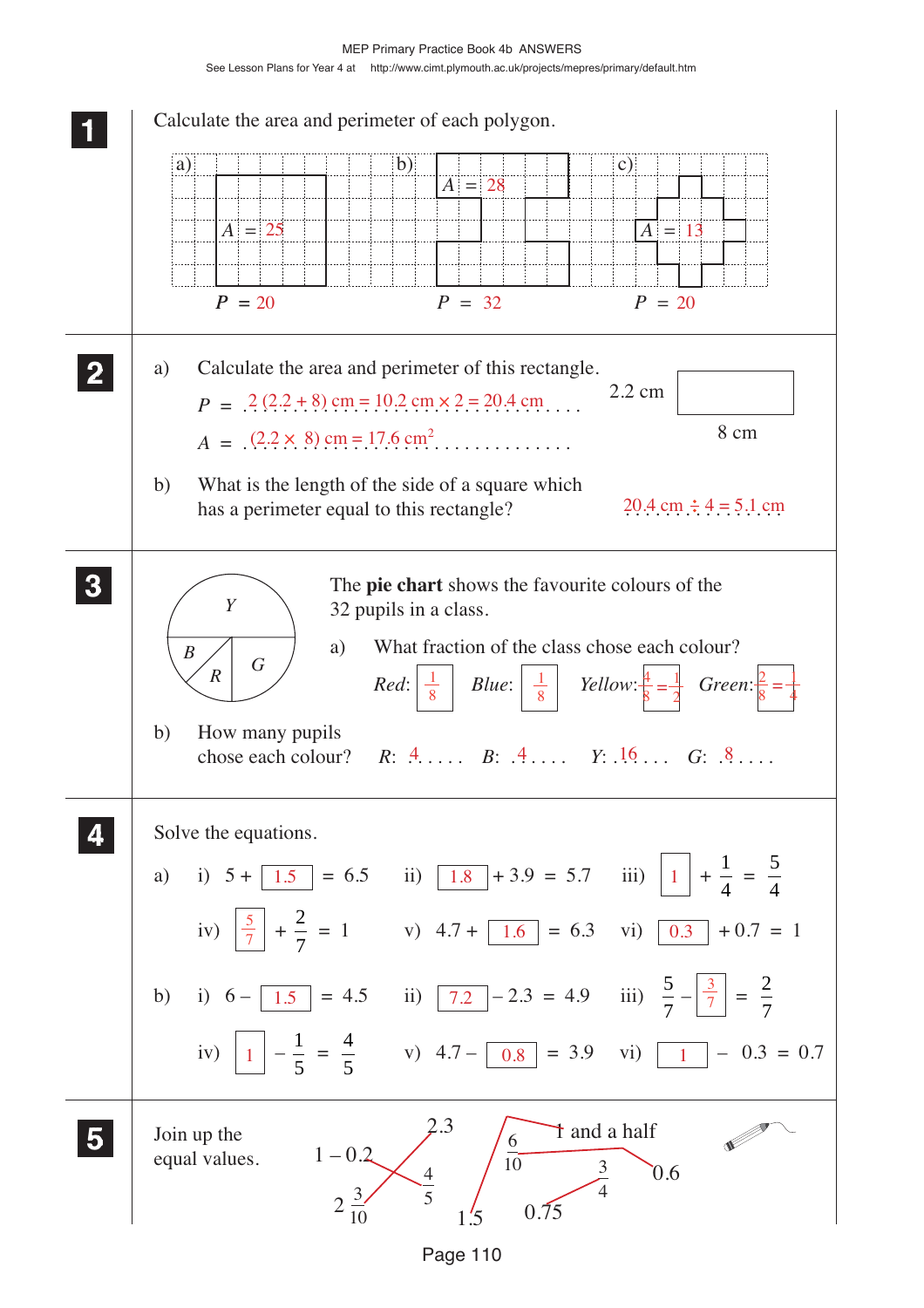MEP Primary Practice Book 4b ANSWERS

See Lesson Plans for Year 4 at http://www.cimt.plymouth.ac.uk/projects/mepres/primary/default.htm

**1** Calculate the area and perimeter of each polygon.

a) $A = 25$, $P = 20$

b) $A = 28$, $P = 32$

c) $A = 13$, $P = 20$

**2** a) Calculate the area and perimeter of this rectangle.

2.2 cm

8 cm

$P = 2\,(2.2 + 8)\text{ cm} = 10.2\text{ cm} \times 2 = 20.4\text{ cm}$

$A = (2.2 \times 8)\text{ cm} = 17.6\text{ cm}^2$

b) What is the length of the side of a square which has a perimeter equal to this rectangle? $20.4\text{ cm} \div 4 = 5.1\text{ cm}$

**3** The **pie chart** shows the favourite colours of the 32 pupils in a class.

Y, B, R, G

a) What fraction of the class chose each colour?

*Red*: $\frac{1}{8}$ *Blue*: $\frac{1}{8}$ *Yellow*: $\frac{4}{8} = \frac{1}{2}$ *Green*: $\frac{2}{8} = \frac{1}{4}$

b) How many pupils chose each colour? *R*: 4 *B*: 4 *Y*: 16 *G*: 8

**4** Solve the equations.

a) i) $5 + \boxed{1.5} = 6.5$ ii) $\boxed{1.8} + 3.9 = 5.7$ iii) $\boxed{1} + \frac{1}{4} = \frac{5}{4}$

iv) $\boxed{\frac{5}{7}} + \frac{2}{7} = 1$ v) $4.7 + \boxed{1.6} = 6.3$ vi) $\boxed{0.3} + 0.7 = 1$

b) i) $6 - \boxed{1.5} = 4.5$ ii) $\boxed{7.2} - 2.3 = 4.9$ iii) $\frac{5}{7} - \boxed{\frac{3}{7}} = \frac{2}{7}$

iv) $\boxed{1} - \frac{1}{5} = \frac{4}{5}$ v) $4.7 - \boxed{0.8} = 3.9$ vi) $\boxed{1} - 0.3 = 0.7$

**5** Join up the equal values.

$1 - 0.2$ — $\frac{4}{5}$

$2\frac{3}{10}$ — 2.3

$\frac{6}{10}$ — 0.6

1 and a half — 1.5

$\frac{3}{4}$ — 0.75